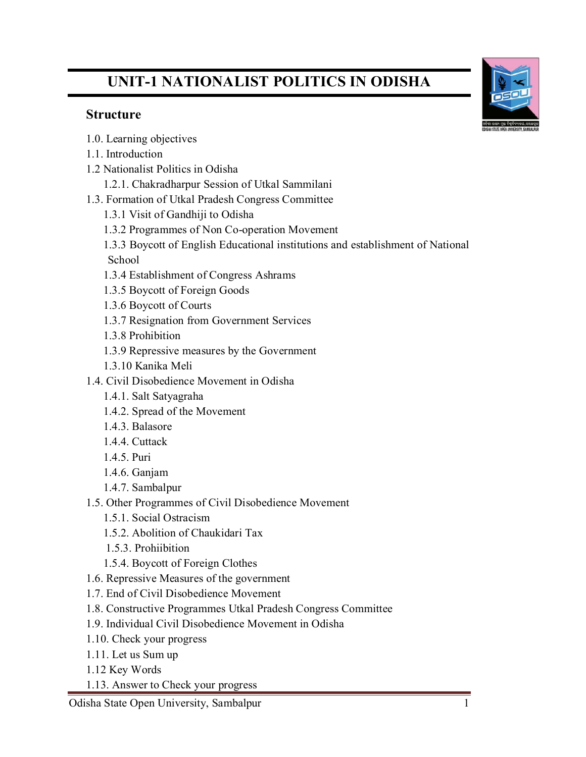# UNIT-1 NATIONALIST POLITICS IN ODISHA

## Structure

1.0. Learning objectives
1.1. Introduction
1.2 Nationalist Politics in Odisha
  1.2.1. Chakradharpur Session of Utkal Sammilani
1.3. Formation of Utkal Pradesh Congress Committee
  1.3.1 Visit of Gandhiji to Odisha
  1.3.2 Programmes of Non Co-operation Movement
  1.3.3 Boycott of English Educational institutions and establishment of National School
  1.3.4 Establishment of Congress Ashrams
  1.3.5 Boycott of Foreign Goods
  1.3.6 Boycott of Courts
  1.3.7 Resignation from Government Services
  1.3.8 Prohibition
  1.3.9 Repressive measures by the Government
  1.3.10 Kanika Meli
1.4. Civil Disobedience Movement in Odisha
  1.4.1. Salt Satyagraha
  1.4.2. Spread of the Movement
  1.4.3. Balasore
  1.4.4. Cuttack
  1.4.5. Puri
  1.4.6. Ganjam
  1.4.7. Sambalpur
1.5. Other Programmes of Civil Disobedience Movement
  1.5.1. Social Ostracism
  1.5.2. Abolition of Chaukidari Tax
  1.5.3. Prohiibition
  1.5.4. Boycott of Foreign Clothes
1.6. Repressive Measures of the government
1.7. End of Civil Disobedience Movement
1.8. Constructive Programmes Utkal Pradesh Congress Committee
1.9. Individual Civil Disobedience Movement in Odisha
1.10. Check your progress
1.11. Let us Sum up
1.12 Key Words
1.13. Answer to Check your progress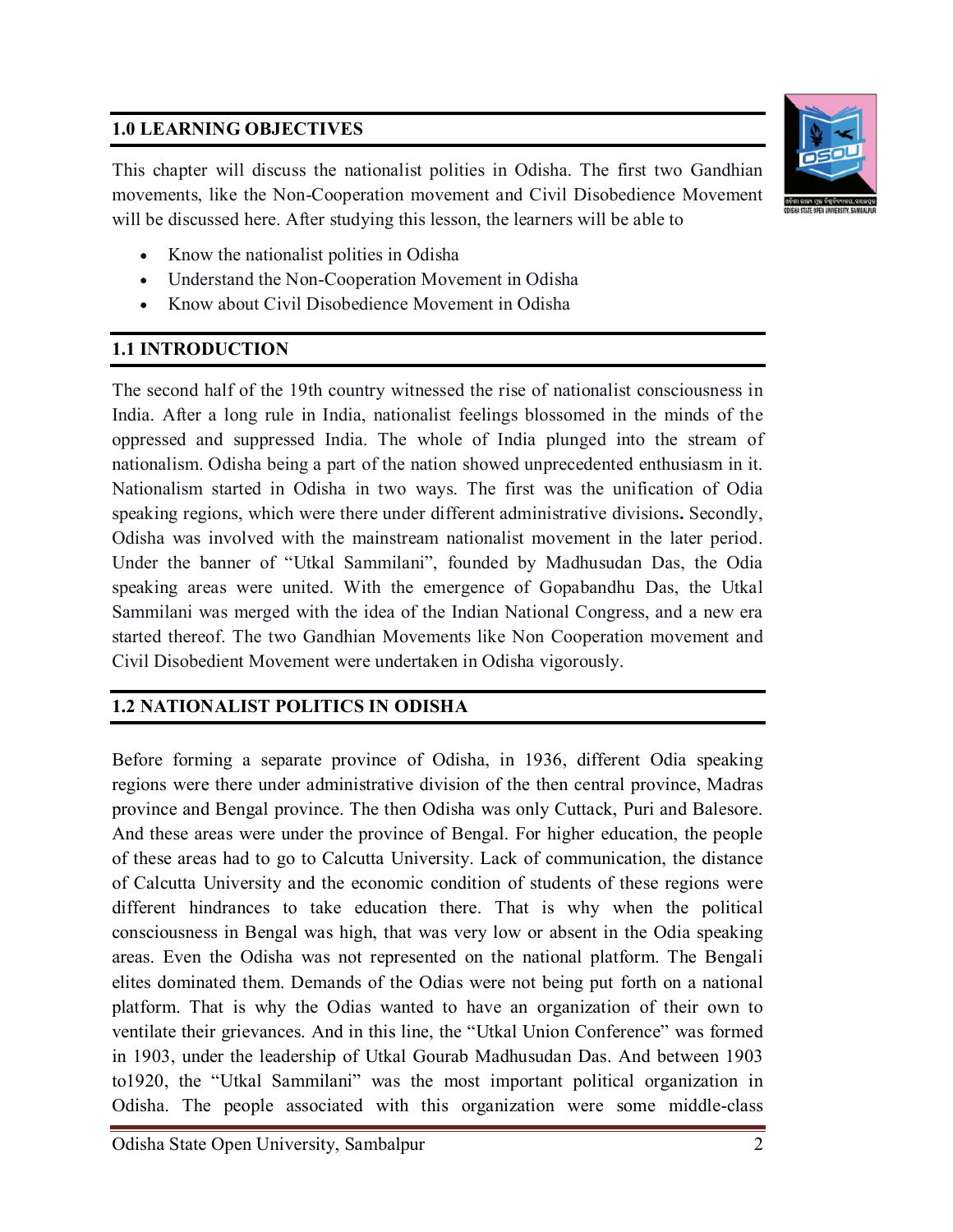## 1.0 LEARNING OBJECTIVES

This chapter will discuss the nationalist polities in Odisha. The first two Gandhian movements, like the Non-Cooperation movement and Civil Disobedience Movement will be discussed here. After studying this lesson, the learners will be able to

- Know the nationalist polities in Odisha
- Understand the Non-Cooperation Movement in Odisha
- Know about Civil Disobedience Movement in Odisha

## 1.1 INTRODUCTION

The second half of the 19th country witnessed the rise of nationalist consciousness in India. After a long rule in India, nationalist feelings blossomed in the minds of the oppressed and suppressed India. The whole of India plunged into the stream of nationalism. Odisha being a part of the nation showed unprecedented enthusiasm in it. Nationalism started in Odisha in two ways. The first was the unification of Odia speaking regions, which were there under different administrative divisions**.** Secondly, Odisha was involved with the mainstream nationalist movement in the later period. Under the banner of "Utkal Sammilani", founded by Madhusudan Das, the Odia speaking areas were united. With the emergence of Gopabandhu Das, the Utkal Sammilani was merged with the idea of the Indian National Congress, and a new era started thereof. The two Gandhian Movements like Non Cooperation movement and Civil Disobedient Movement were undertaken in Odisha vigorously.

## 1.2 NATIONALIST POLITICS IN ODISHA

Before forming a separate province of Odisha, in 1936, different Odia speaking regions were there under administrative division of the then central province, Madras province and Bengal province. The then Odisha was only Cuttack, Puri and Balesore. And these areas were under the province of Bengal. For higher education, the people of these areas had to go to Calcutta University. Lack of communication, the distance of Calcutta University and the economic condition of students of these regions were different hindrances to take education there. That is why when the political consciousness in Bengal was high, that was very low or absent in the Odia speaking areas. Even the Odisha was not represented on the national platform. The Bengali elites dominated them. Demands of the Odias were not being put forth on a national platform. That is why the Odias wanted to have an organization of their own to ventilate their grievances. And in this line, the "Utkal Union Conference" was formed in 1903, under the leadership of Utkal Gourab Madhusudan Das. And between 1903 to1920, the "Utkal Sammilani" was the most important political organization in Odisha. The people associated with this organization were some middle-class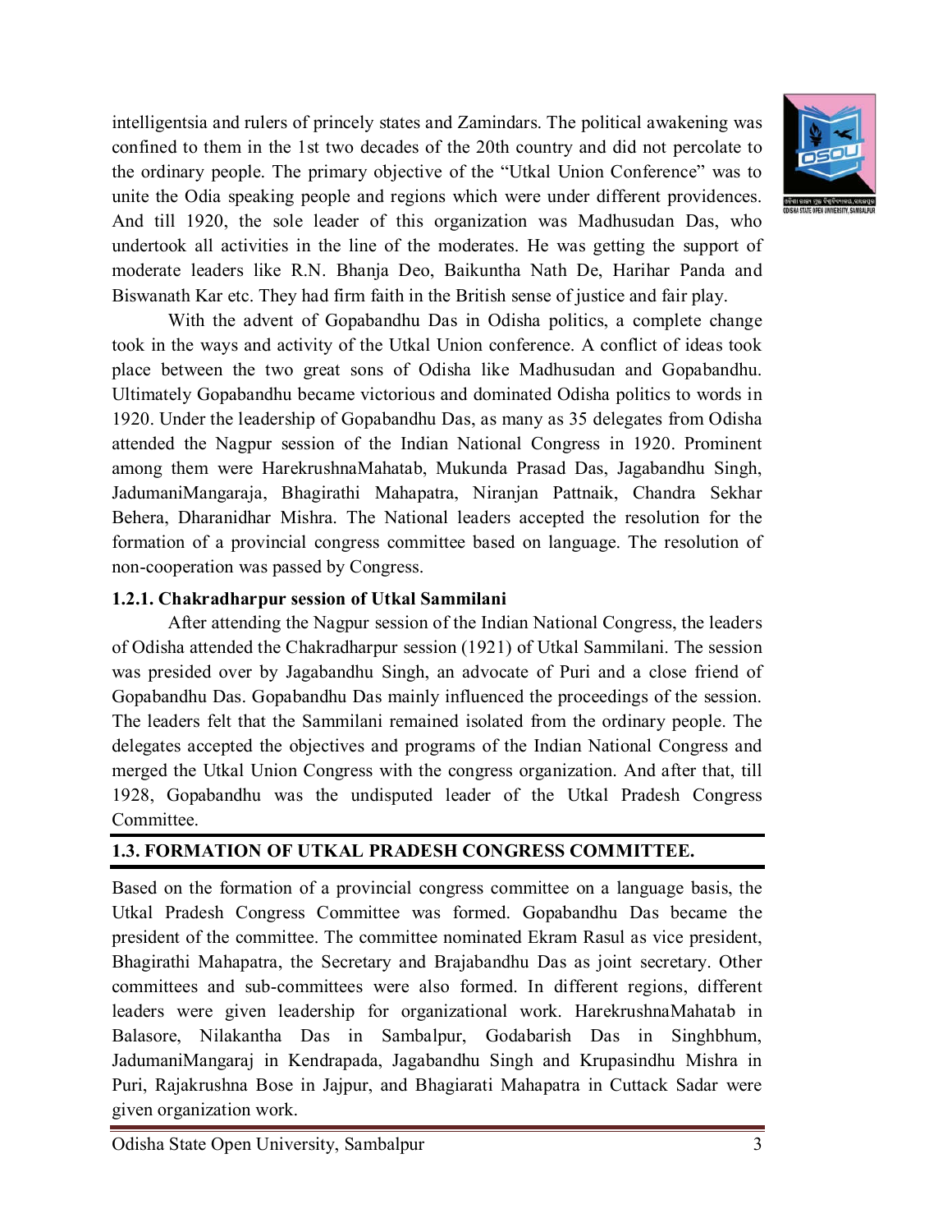intelligentsia and rulers of princely states and Zamindars. The political awakening was confined to them in the 1st two decades of the 20th country and did not percolate to the ordinary people. The primary objective of the "Utkal Union Conference" was to unite the Odia speaking people and regions which were under different providences. And till 1920, the sole leader of this organization was Madhusudan Das, who undertook all activities in the line of the moderates. He was getting the support of moderate leaders like R.N. Bhanja Deo, Baikuntha Nath De, Harihar Panda and Biswanath Kar etc. They had firm faith in the British sense of justice and fair play.

With the advent of Gopabandhu Das in Odisha politics, a complete change took in the ways and activity of the Utkal Union conference. A conflict of ideas took place between the two great sons of Odisha like Madhusudan and Gopabandhu. Ultimately Gopabandhu became victorious and dominated Odisha politics to words in 1920. Under the leadership of Gopabandhu Das, as many as 35 delegates from Odisha attended the Nagpur session of the Indian National Congress in 1920. Prominent among them were HarekrushnaMahatab, Mukunda Prasad Das, Jagabandhu Singh, JadumaniMangaraja, Bhagirathi Mahapatra, Niranjan Pattnaik, Chandra Sekhar Behera, Dharanidhar Mishra. The National leaders accepted the resolution for the formation of a provincial congress committee based on language. The resolution of non-cooperation was passed by Congress.

### 1.2.1. Chakradharpur session of Utkal Sammilani

After attending the Nagpur session of the Indian National Congress, the leaders of Odisha attended the Chakradharpur session (1921) of Utkal Sammilani. The session was presided over by Jagabandhu Singh, an advocate of Puri and a close friend of Gopabandhu Das. Gopabandhu Das mainly influenced the proceedings of the session. The leaders felt that the Sammilani remained isolated from the ordinary people. The delegates accepted the objectives and programs of the Indian National Congress and merged the Utkal Union Congress with the congress organization. And after that, till 1928, Gopabandhu was the undisputed leader of the Utkal Pradesh Congress Committee.

## 1.3. FORMATION OF UTKAL PRADESH CONGRESS COMMITTEE.

Based on the formation of a provincial congress committee on a language basis, the Utkal Pradesh Congress Committee was formed. Gopabandhu Das became the president of the committee. The committee nominated Ekram Rasul as vice president, Bhagirathi Mahapatra, the Secretary and Brajabandhu Das as joint secretary. Other committees and sub-committees were also formed. In different regions, different leaders were given leadership for organizational work. HarekrushnaMahatab in Balasore, Nilakantha Das in Sambalpur, Godabarish Das in Singhbhum, JadumaniMangaraj in Kendrapada, Jagabandhu Singh and Krupasindhu Mishra in Puri, Rajakrushna Bose in Jajpur, and Bhagiarati Mahapatra in Cuttack Sadar were given organization work.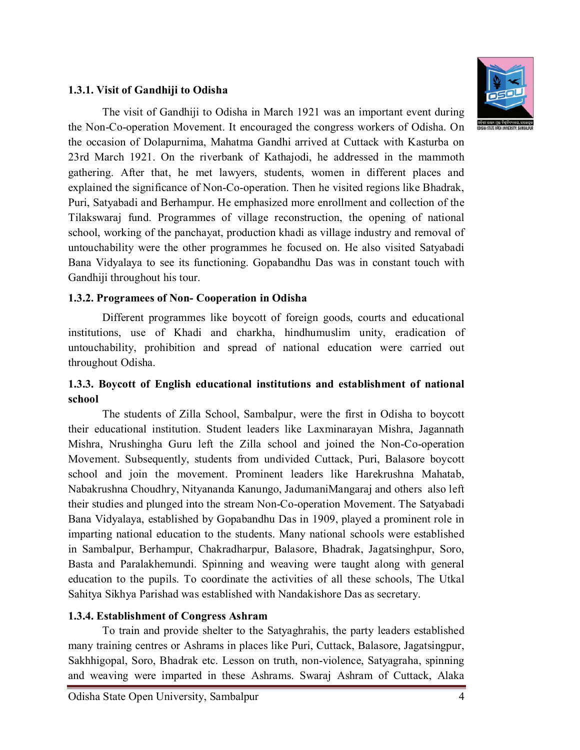### 1.3.1. Visit of Gandhiji to Odisha

The visit of Gandhiji to Odisha in March 1921 was an important event during the Non-Co-operation Movement. It encouraged the congress workers of Odisha. On the occasion of Dolapurnima, Mahatma Gandhi arrived at Cuttack with Kasturba on 23rd March 1921. On the riverbank of Kathajodi, he addressed in the mammoth gathering. After that, he met lawyers, students, women in different places and explained the significance of Non-Co-operation. Then he visited regions like Bhadrak, Puri, Satyabadi and Berhampur. He emphasized more enrollment and collection of the Tilakswaraj fund. Programmes of village reconstruction, the opening of national school, working of the panchayat, production khadi as village industry and removal of untouchability were the other programmes he focused on. He also visited Satyabadi Bana Vidyalaya to see its functioning. Gopabandhu Das was in constant touch with Gandhiji throughout his tour.

### 1.3.2. Programees of Non- Cooperation in Odisha

Different programmes like boycott of foreign goods, courts and educational institutions, use of Khadi and charkha, hindhumuslim unity, eradication of untouchability, prohibition and spread of national education were carried out throughout Odisha.

### 1.3.3. Boycott of English educational institutions and establishment of national school

The students of Zilla School, Sambalpur, were the first in Odisha to boycott their educational institution. Student leaders like Laxminarayan Mishra, Jagannath Mishra, Nrushingha Guru left the Zilla school and joined the Non-Co-operation Movement. Subsequently, students from undivided Cuttack, Puri, Balasore boycott school and join the movement. Prominent leaders like Harekrushna Mahatab, Nabakrushna Choudhry, Nityananda Kanungo, JadumaniMangaraj and others also left their studies and plunged into the stream Non-Co-operation Movement. The Satyabadi Bana Vidyalaya, established by Gopabandhu Das in 1909, played a prominent role in imparting national education to the students. Many national schools were established in Sambalpur, Berhampur, Chakradharpur, Balasore, Bhadrak, Jagatsinghpur, Soro, Basta and Paralakhemundi. Spinning and weaving were taught along with general education to the pupils. To coordinate the activities of all these schools, The Utkal Sahitya Sikhya Parishad was established with Nandakishore Das as secretary.

### 1.3.4. Establishment of Congress Ashram

To train and provide shelter to the Satyaghrahis, the party leaders established many training centres or Ashrams in places like Puri, Cuttack, Balasore, Jagatsingpur, Sakhhigopal, Soro, Bhadrak etc. Lesson on truth, non-violence, Satyagraha, spinning and weaving were imparted in these Ashrams. Swaraj Ashram of Cuttack, Alaka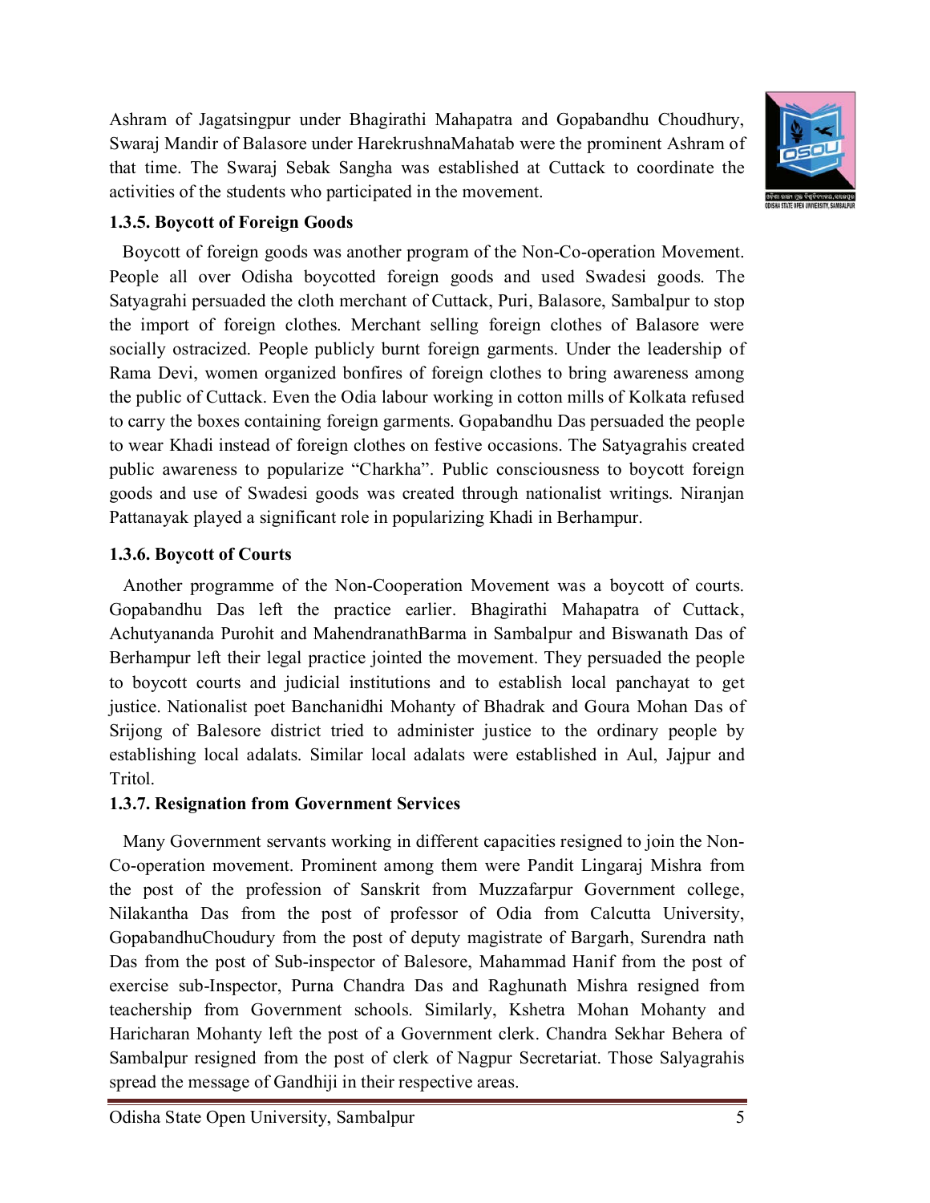Ashram of Jagatsingpur under Bhagirathi Mahapatra and Gopabandhu Choudhury, Swaraj Mandir of Balasore under HarekrushnaMahatab were the prominent Ashram of that time. The Swaraj Sebak Sangha was established at Cuttack to coordinate the activities of the students who participated in the movement.

### 1.3.5. Boycott of Foreign Goods

Boycott of foreign goods was another program of the Non-Co-operation Movement. People all over Odisha boycotted foreign goods and used Swadesi goods. The Satyagrahi persuaded the cloth merchant of Cuttack, Puri, Balasore, Sambalpur to stop the import of foreign clothes. Merchant selling foreign clothes of Balasore were socially ostracized. People publicly burnt foreign garments. Under the leadership of Rama Devi, women organized bonfires of foreign clothes to bring awareness among the public of Cuttack. Even the Odia labour working in cotton mills of Kolkata refused to carry the boxes containing foreign garments. Gopabandhu Das persuaded the people to wear Khadi instead of foreign clothes on festive occasions. The Satyagrahis created public awareness to popularize "Charkha". Public consciousness to boycott foreign goods and use of Swadesi goods was created through nationalist writings. Niranjan Pattanayak played a significant role in popularizing Khadi in Berhampur.

### 1.3.6. Boycott of Courts

Another programme of the Non-Cooperation Movement was a boycott of courts. Gopabandhu Das left the practice earlier. Bhagirathi Mahapatra of Cuttack, Achutyananda Purohit and MahendranathBarma in Sambalpur and Biswanath Das of Berhampur left their legal practice jointed the movement. They persuaded the people to boycott courts and judicial institutions and to establish local panchayat to get justice. Nationalist poet Banchanidhi Mohanty of Bhadrak and Goura Mohan Das of Srijong of Balesore district tried to administer justice to the ordinary people by establishing local adalats. Similar local adalats were established in Aul, Jajpur and Tritol.

### 1.3.7. Resignation from Government Services

Many Government servants working in different capacities resigned to join the Non-Co-operation movement. Prominent among them were Pandit Lingaraj Mishra from the post of the profession of Sanskrit from Muzzafarpur Government college, Nilakantha Das from the post of professor of Odia from Calcutta University, GopabandhuChoudury from the post of deputy magistrate of Bargarh, Surendra nath Das from the post of Sub-inspector of Balesore, Mahammad Hanif from the post of exercise sub-Inspector, Purna Chandra Das and Raghunath Mishra resigned from teachership from Government schools. Similarly, Kshetra Mohan Mohanty and Haricharan Mohanty left the post of a Government clerk. Chandra Sekhar Behera of Sambalpur resigned from the post of clerk of Nagpur Secretariat. Those Salyagrahis spread the message of Gandhiji in their respective areas.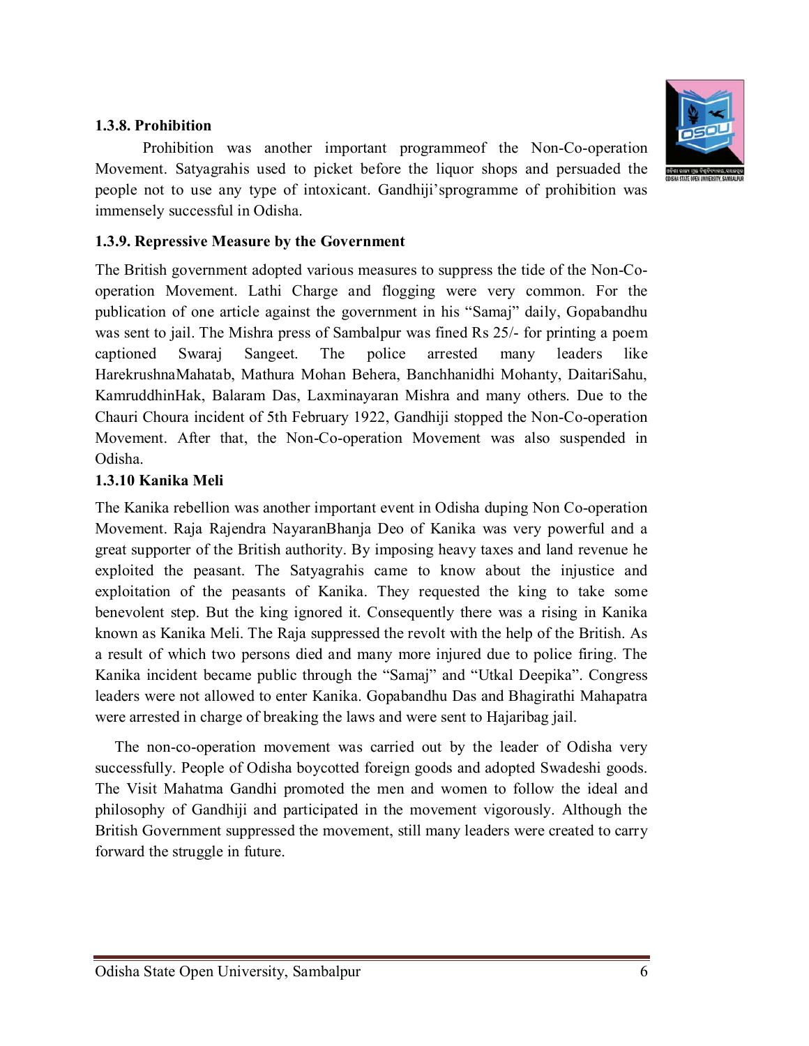#### 1.3.8. Prohibition

Prohibition was another important programmeof the Non-Co-operation Movement. Satyagrahis used to picket before the liquor shops and persuaded the people not to use any type of intoxicant. Gandhiji'sprogramme of prohibition was immensely successful in Odisha.

#### 1.3.9. Repressive Measure by the Government

The British government adopted various measures to suppress the tide of the Non-Co-operation Movement. Lathi Charge and flogging were very common. For the publication of one article against the government in his "Samaj" daily, Gopabandhu was sent to jail. The Mishra press of Sambalpur was fined Rs 25/- for printing a poem captioned Swaraj Sangeet. The police arrested many leaders like HarekrushnaMahatab, Mathura Mohan Behera, Banchhanidhi Mohanty, DaitariSahu, KamruddhinHak, Balaram Das, Laxminayaran Mishra and many others. Due to the Chauri Choura incident of 5th February 1922, Gandhiji stopped the Non-Co-operation Movement. After that, the Non-Co-operation Movement was also suspended in Odisha.

#### 1.3.10 Kanika Meli

The Kanika rebellion was another important event in Odisha duping Non Co-operation Movement. Raja Rajendra NayaranBhanja Deo of Kanika was very powerful and a great supporter of the British authority. By imposing heavy taxes and land revenue he exploited the peasant. The Satyagrahis came to know about the injustice and exploitation of the peasants of Kanika. They requested the king to take some benevolent step. But the king ignored it. Consequently there was a rising in Kanika known as Kanika Meli. The Raja suppressed the revolt with the help of the British. As a result of which two persons died and many more injured due to police firing. The Kanika incident became public through the "Samaj" and "Utkal Deepika". Congress leaders were not allowed to enter Kanika. Gopabandhu Das and Bhagirathi Mahapatra were arrested in charge of breaking the laws and were sent to Hajaribag jail.

The non-co-operation movement was carried out by the leader of Odisha very successfully. People of Odisha boycotted foreign goods and adopted Swadeshi goods. The Visit Mahatma Gandhi promoted the men and women to follow the ideal and philosophy of Gandhiji and participated in the movement vigorously. Although the British Government suppressed the movement, still many leaders were created to carry forward the struggle in future.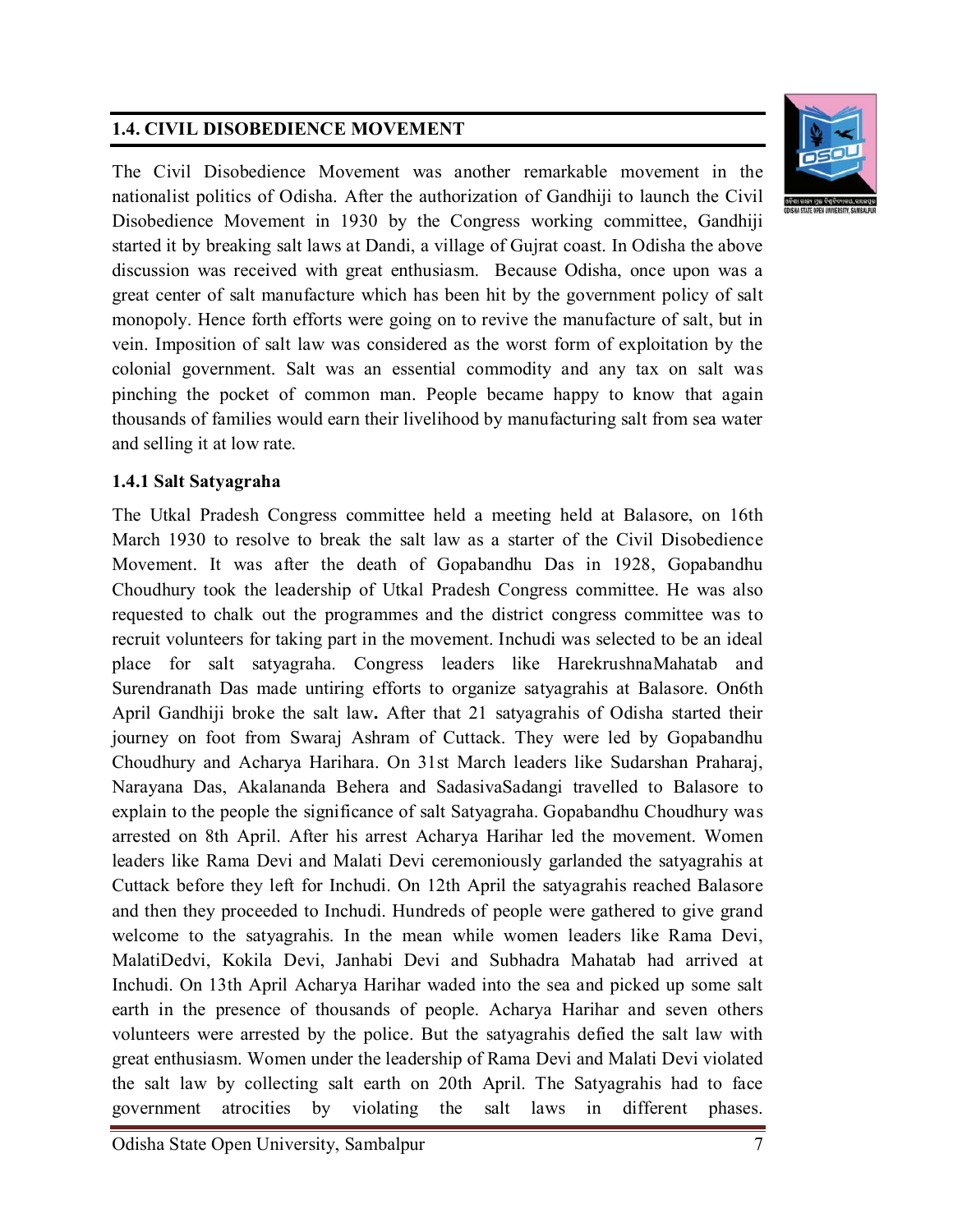## 1.4. CIVIL DISOBEDIENCE MOVEMENT

The Civil Disobedience Movement was another remarkable movement in the nationalist politics of Odisha. After the authorization of Gandhiji to launch the Civil Disobedience Movement in 1930 by the Congress working committee, Gandhiji started it by breaking salt laws at Dandi, a village of Gujrat coast. In Odisha the above discussion was received with great enthusiasm. Because Odisha, once upon was a great center of salt manufacture which has been hit by the government policy of salt monopoly. Hence forth efforts were going on to revive the manufacture of salt, but in vein. Imposition of salt law was considered as the worst form of exploitation by the colonial government. Salt was an essential commodity and any tax on salt was pinching the pocket of common man. People became happy to know that again thousands of families would earn their livelihood by manufacturing salt from sea water and selling it at low rate.

### 1.4.1 Salt Satyagraha

The Utkal Pradesh Congress committee held a meeting held at Balasore, on 16th March 1930 to resolve to break the salt law as a starter of the Civil Disobedience Movement. It was after the death of Gopabandhu Das in 1928, Gopabandhu Choudhury took the leadership of Utkal Pradesh Congress committee. He was also requested to chalk out the programmes and the district congress committee was to recruit volunteers for taking part in the movement. Inchudi was selected to be an ideal place for salt satyagraha. Congress leaders like HarekrushnaMahatab and Surendranath Das made untiring efforts to organize satyagrahis at Balasore. On6th April Gandhiji broke the salt law**.** After that 21 satyagrahis of Odisha started their journey on foot from Swaraj Ashram of Cuttack. They were led by Gopabandhu Choudhury and Acharya Harihara. On 31st March leaders like Sudarshan Praharaj, Narayana Das, Akalananda Behera and SadasivaSadangi travelled to Balasore to explain to the people the significance of salt Satyagraha. Gopabandhu Choudhury was arrested on 8th April. After his arrest Acharya Harihar led the movement. Women leaders like Rama Devi and Malati Devi ceremoniously garlanded the satyagrahis at Cuttack before they left for Inchudi. On 12th April the satyagrahis reached Balasore and then they proceeded to Inchudi. Hundreds of people were gathered to give grand welcome to the satyagrahis. In the mean while women leaders like Rama Devi, MalatiDedvi, Kokila Devi, Janhabi Devi and Subhadra Mahatab had arrived at Inchudi. On 13th April Acharya Harihar waded into the sea and picked up some salt earth in the presence of thousands of people. Acharya Harihar and seven others volunteers were arrested by the police. But the satyagrahis defied the salt law with great enthusiasm. Women under the leadership of Rama Devi and Malati Devi violated the salt law by collecting salt earth on 20th April. The Satyagrahis had to face government atrocities by violating the salt laws in different phases.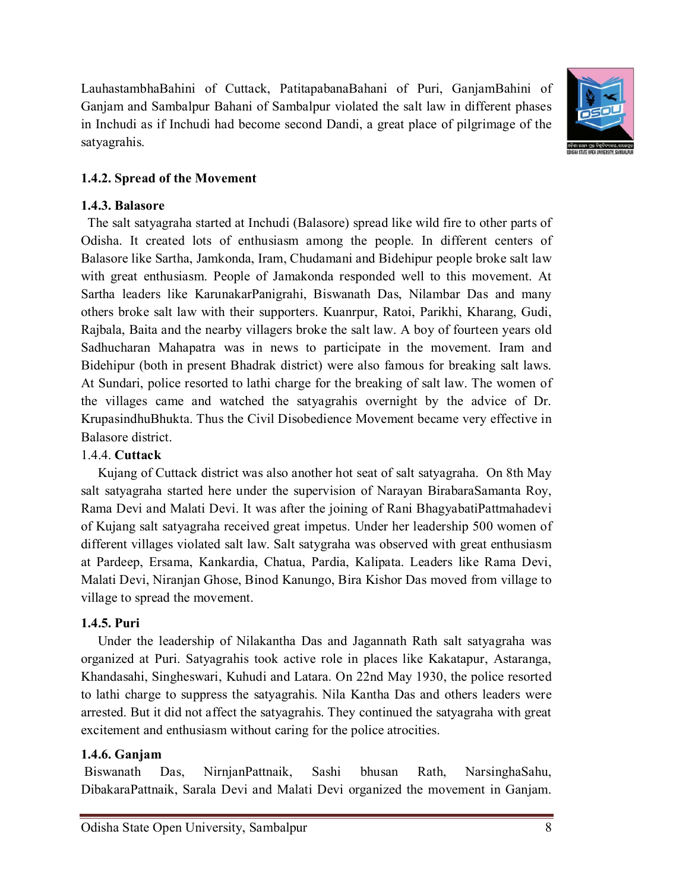LauhastambhaBahini of Cuttack, PatitapabanaBahani of Puri, GanjamBahini of Ganjam and Sambalpur Bahani of Sambalpur violated the salt law in different phases in Inchudi as if Inchudi had become second Dandi, a great place of pilgrimage of the satyagrahis.

**1.4.2. Spread of the Movement**

**1.4.3. Balasore**

The salt satyagraha started at Inchudi (Balasore) spread like wild fire to other parts of Odisha. It created lots of enthusiasm among the people. In different centers of Balasore like Sartha, Jamkonda, Iram, Chudamani and Bidehipur people broke salt law with great enthusiasm. People of Jamakonda responded well to this movement. At Sartha leaders like KarunakarPanigrahi, Biswanath Das, Nilambar Das and many others broke salt law with their supporters. Kuanrpur, Ratoi, Parikhi, Kharang, Gudi, Rajbala, Baita and the nearby villagers broke the salt law. A boy of fourteen years old Sadhucharan Mahapatra was in news to participate in the movement. Iram and Bidehipur (both in present Bhadrak district) were also famous for breaking salt laws. At Sundari, police resorted to lathi charge for the breaking of salt law. The women of the villages came and watched the satyagrahis overnight by the advice of Dr. KrupasindhuBhukta. Thus the Civil Disobedience Movement became very effective in Balasore district.

1.4.4. **Cuttack**

Kujang of Cuttack district was also another hot seat of salt satyagraha. On 8th May salt satyagraha started here under the supervision of Narayan BirabaraSamanta Roy, Rama Devi and Malati Devi. It was after the joining of Rani BhagyabatiPattmahadevi of Kujang salt satyagraha received great impetus. Under her leadership 500 women of different villages violated salt law. Salt satygraha was observed with great enthusiasm at Pardeep, Ersama, Kankardia, Chatua, Pardia, Kalipata. Leaders like Rama Devi, Malati Devi, Niranjan Ghose, Binod Kanungo, Bira Kishor Das moved from village to village to spread the movement.

**1.4.5. Puri**

Under the leadership of Nilakantha Das and Jagannath Rath salt satyagraha was organized at Puri. Satyagrahis took active role in places like Kakatapur, Astaranga, Khandasahi, Singheswari, Kuhudi and Latara. On 22nd May 1930, the police resorted to lathi charge to suppress the satyagrahis. Nila Kantha Das and others leaders were arrested. But it did not affect the satyagrahis. They continued the satyagraha with great excitement and enthusiasm without caring for the police atrocities.

**1.4.6. Ganjam**

Biswanath Das, NirnjanPattnaik, Sashi bhusan Rath, NarsinghaSahu, DibakaraPattnaik, Sarala Devi and Malati Devi organized the movement in Ganjam.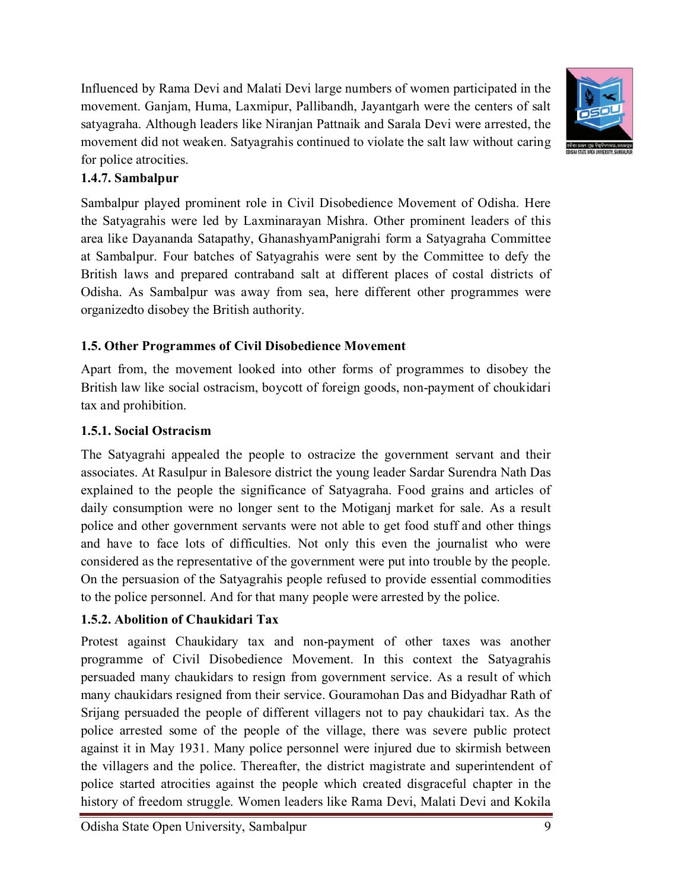Influenced by Rama Devi and Malati Devi large numbers of women participated in the movement. Ganjam, Huma, Laxmipur, Pallibandh, Jayantgarh were the centers of salt satyagraha. Although leaders like Niranjan Pattnaik and Sarala Devi were arrested, the movement did not weaken. Satyagrahis continued to violate the salt law without caring for police atrocities.

### 1.4.7. Sambalpur

Sambalpur played prominent role in Civil Disobedience Movement of Odisha. Here the Satyagrahis were led by Laxminarayan Mishra. Other prominent leaders of this area like Dayananda Satapathy, GhanashyamPanigrahi form a Satyagraha Committee at Sambalpur. Four batches of Satyagrahis were sent by the Committee to defy the British laws and prepared contraband salt at different places of costal districts of Odisha. As Sambalpur was away from sea, here different other programmes were organizedto disobey the British authority.

## 1.5. Other Programmes of Civil Disobedience Movement

Apart from, the movement looked into other forms of programmes to disobey the British law like social ostracism, boycott of foreign goods, non-payment of choukidari tax and prohibition.

### 1.5.1. Social Ostracism

The Satyagrahi appealed the people to ostracize the government servant and their associates. At Rasulpur in Balesore district the young leader Sardar Surendra Nath Das explained to the people the significance of Satyagraha. Food grains and articles of daily consumption were no longer sent to the Motiganj market for sale. As a result police and other government servants were not able to get food stuff and other things and have to face lots of difficulties. Not only this even the journalist who were considered as the representative of the government were put into trouble by the people. On the persuasion of the Satyagrahis people refused to provide essential commodities to the police personnel. And for that many people were arrested by the police.

### 1.5.2. Abolition of Chaukidari Tax

Protest against Chaukidary tax and non-payment of other taxes was another programme of Civil Disobedience Movement. In this context the Satyagrahis persuaded many chaukidars to resign from government service. As a result of which many chaukidars resigned from their service. Gouramohan Das and Bidyadhar Rath of Srijang persuaded the people of different villagers not to pay chaukidari tax. As the police arrested some of the people of the village, there was severe public protect against it in May 1931. Many police personnel were injured due to skirmish between the villagers and the police. Thereafter, the district magistrate and superintendent of police started atrocities against the people which created disgraceful chapter in the history of freedom struggle. Women leaders like Rama Devi, Malati Devi and Kokila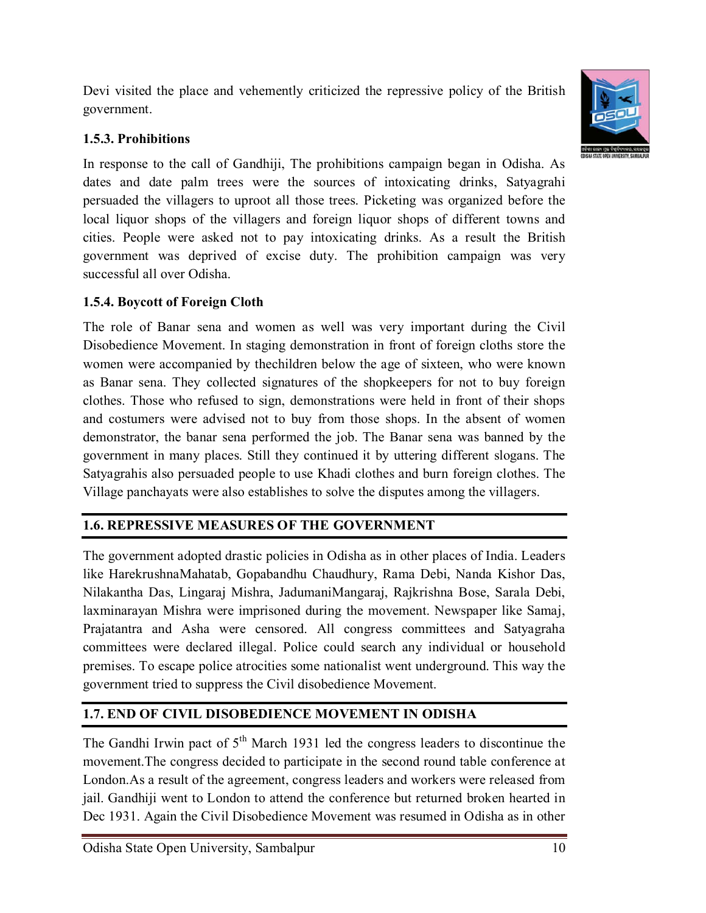Devi visited the place and vehemently criticized the repressive policy of the British government.

### 1.5.3. Prohibitions

In response to the call of Gandhiji, The prohibitions campaign began in Odisha. As dates and date palm trees were the sources of intoxicating drinks, Satyagrahi persuaded the villagers to uproot all those trees. Picketing was organized before the local liquor shops of the villagers and foreign liquor shops of different towns and cities. People were asked not to pay intoxicating drinks. As a result the British government was deprived of excise duty. The prohibition campaign was very successful all over Odisha.

### 1.5.4. Boycott of Foreign Cloth

The role of Banar sena and women as well was very important during the Civil Disobedience Movement. In staging demonstration in front of foreign cloths store the women were accompanied by thechildren below the age of sixteen, who were known as Banar sena. They collected signatures of the shopkeepers for not to buy foreign clothes. Those who refused to sign, demonstrations were held in front of their shops and costumers were advised not to buy from those shops. In the absent of women demonstrator, the banar sena performed the job. The Banar sena was banned by the government in many places. Still they continued it by uttering different slogans. The Satyagrahis also persuaded people to use Khadi clothes and burn foreign clothes. The Village panchayats were also establishes to solve the disputes among the villagers.

## 1.6. REPRESSIVE MEASURES OF THE GOVERNMENT

The government adopted drastic policies in Odisha as in other places of India. Leaders like HarekrushnaMahatab, Gopabandhu Chaudhury, Rama Debi, Nanda Kishor Das, Nilakantha Das, Lingaraj Mishra, JadumaniMangaraj, Rajkrishna Bose, Sarala Debi, laxminarayan Mishra were imprisoned during the movement. Newspaper like Samaj, Prajatantra and Asha were censored. All congress committees and Satyagraha committees were declared illegal. Police could search any individual or household premises. To escape police atrocities some nationalist went underground. This way the government tried to suppress the Civil disobedience Movement.

## 1.7. END OF CIVIL DISOBEDIENCE MOVEMENT IN ODISHA

The Gandhi Irwin pact of 5th March 1931 led the congress leaders to discontinue the movement.The congress decided to participate in the second round table conference at London.As a result of the agreement, congress leaders and workers were released from jail. Gandhiji went to London to attend the conference but returned broken hearted in Dec 1931. Again the Civil Disobedience Movement was resumed in Odisha as in other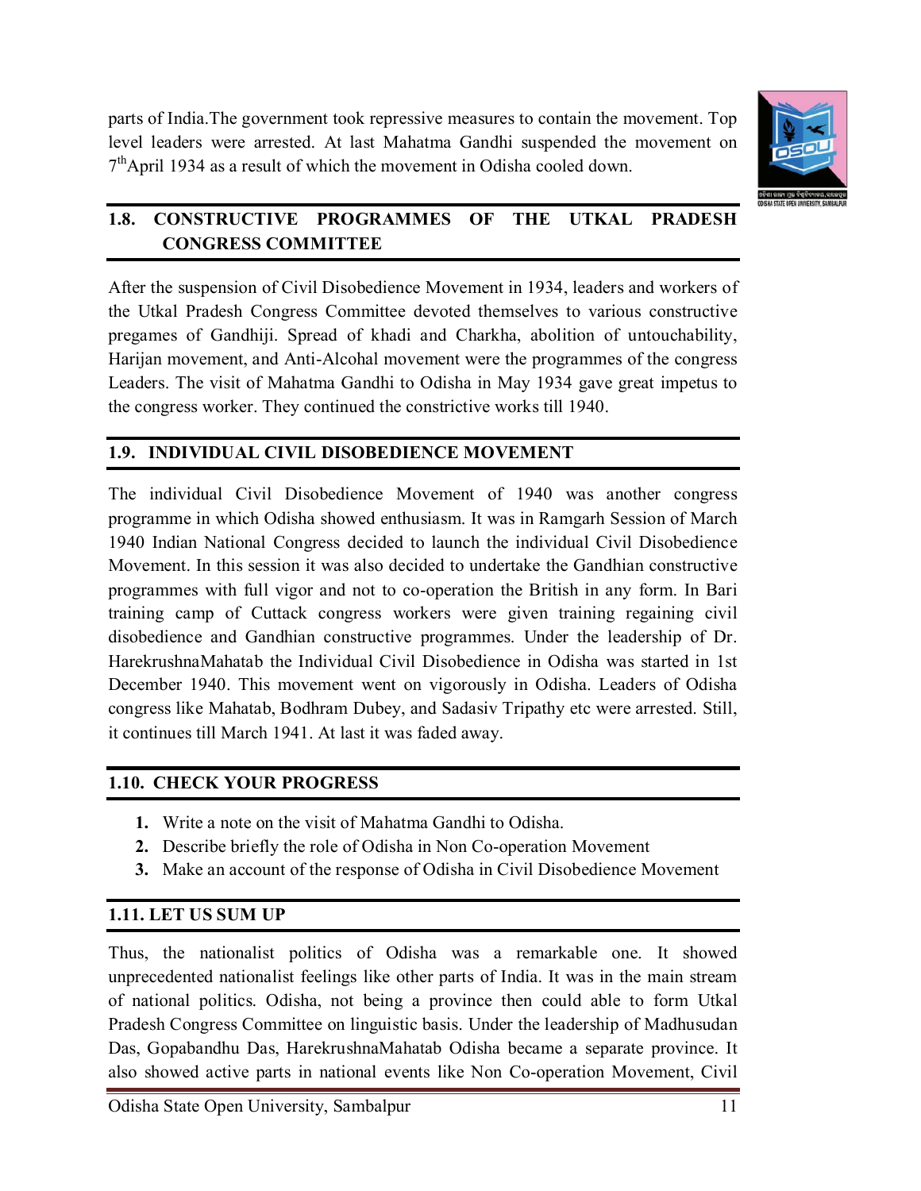parts of India.The government took repressive measures to contain the movement. Top level leaders were arrested. At last Mahatma Gandhi suspended the movement on 7th April 1934 as a result of which the movement in Odisha cooled down.

## 1.8. CONSTRUCTIVE PROGRAMMES OF THE UTKAL PRADESH CONGRESS COMMITTEE

After the suspension of Civil Disobedience Movement in 1934, leaders and workers of the Utkal Pradesh Congress Committee devoted themselves to various constructive pregames of Gandhiji. Spread of khadi and Charkha, abolition of untouchability, Harijan movement, and Anti-Alcohal movement were the programmes of the congress Leaders. The visit of Mahatma Gandhi to Odisha in May 1934 gave great impetus to the congress worker. They continued the constrictive works till 1940.

## 1.9. INDIVIDUAL CIVIL DISOBEDIENCE MOVEMENT

The individual Civil Disobedience Movement of 1940 was another congress programme in which Odisha showed enthusiasm. It was in Ramgarh Session of March 1940 Indian National Congress decided to launch the individual Civil Disobedience Movement. In this session it was also decided to undertake the Gandhian constructive programmes with full vigor and not to co-operation the British in any form. In Bari training camp of Cuttack congress workers were given training regaining civil disobedience and Gandhian constructive programmes. Under the leadership of Dr. HarekrushnaMahatab the Individual Civil Disobedience in Odisha was started in 1st December 1940. This movement went on vigorously in Odisha. Leaders of Odisha congress like Mahatab, Bodhram Dubey, and Sadasiv Tripathy etc were arrested. Still, it continues till March 1941. At last it was faded away.

## 1.10. CHECK YOUR PROGRESS

1. Write a note on the visit of Mahatma Gandhi to Odisha.
2. Describe briefly the role of Odisha in Non Co-operation Movement
3. Make an account of the response of Odisha in Civil Disobedience Movement

## 1.11. LET US SUM UP

Thus, the nationalist politics of Odisha was a remarkable one. It showed unprecedented nationalist feelings like other parts of India. It was in the main stream of national politics. Odisha, not being a province then could able to form Utkal Pradesh Congress Committee on linguistic basis. Under the leadership of Madhusudan Das, Gopabandhu Das, HarekrushnaMahatab Odisha became a separate province. It also showed active parts in national events like Non Co-operation Movement, Civil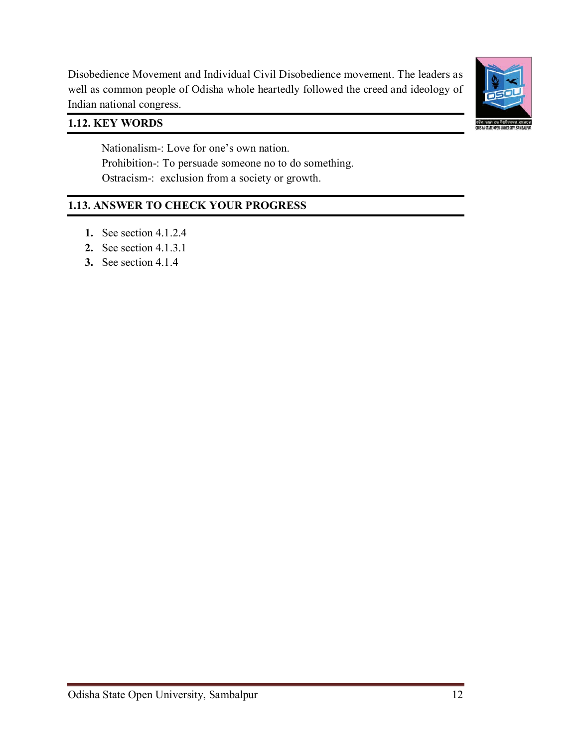Disobedience Movement and Individual Civil Disobedience movement. The leaders as well as common people of Odisha whole heartedly followed the creed and ideology of Indian national congress.

## 1.12. KEY WORDS

Nationalism-: Love for one's own nation.
Prohibition-: To persuade someone no to do something.
Ostracism-: exclusion from a society or growth.

## 1.13. ANSWER TO CHECK YOUR PROGRESS

1. See section 4.1.2.4
2. See section 4.1.3.1
3. See section 4.1.4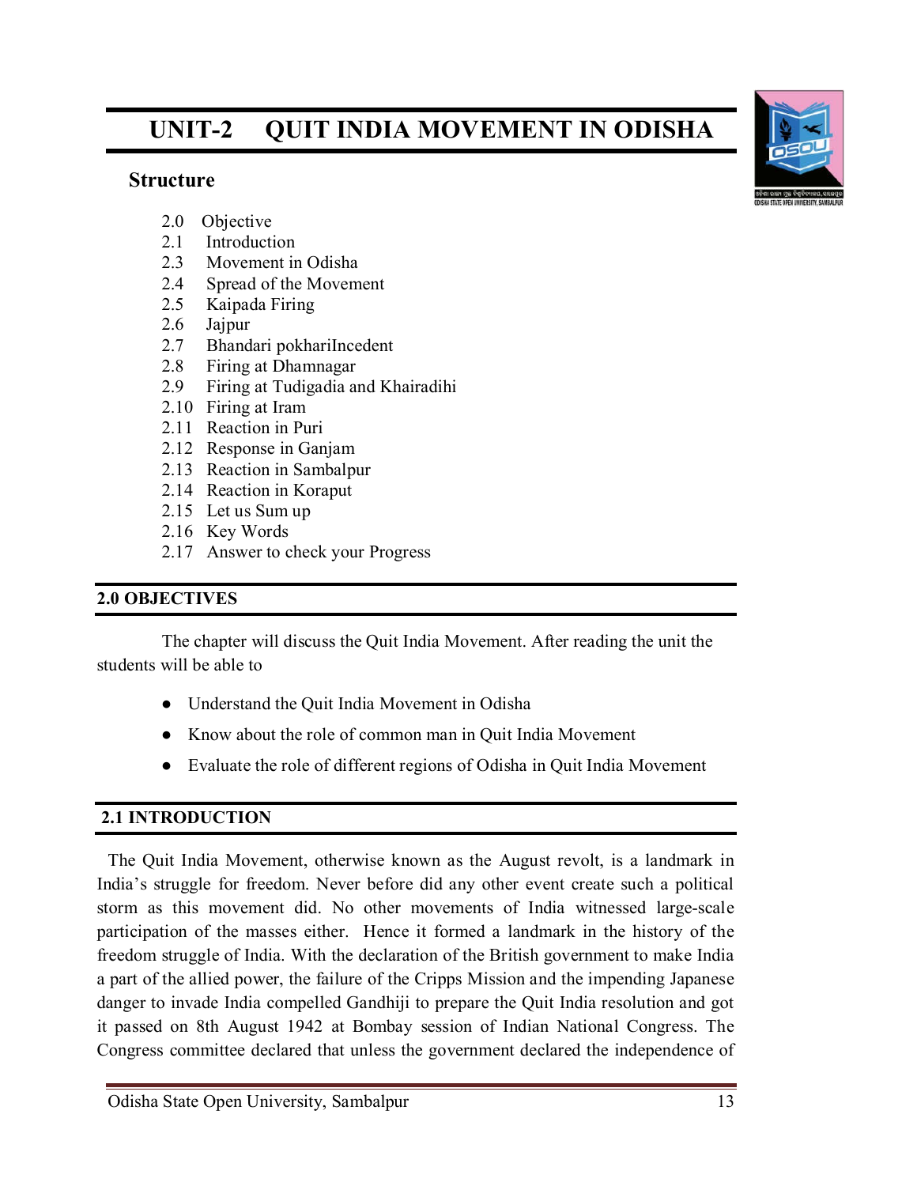# UNIT-2 QUIT INDIA MOVEMENT IN ODISHA

## Structure

- 2.0 Objective
- 2.1 Introduction
- 2.3 Movement in Odisha
- 2.4 Spread of the Movement
- 2.5 Kaipada Firing
- 2.6 Jajpur
- 2.7 Bhandari pokhariIncedent
- 2.8 Firing at Dhamnagar
- 2.9 Firing at Tudigadia and Khairadihi
- 2.10 Firing at Iram
- 2.11 Reaction in Puri
- 2.12 Response in Ganjam
- 2.13 Reaction in Sambalpur
- 2.14 Reaction in Koraput
- 2.15 Let us Sum up
- 2.16 Key Words
- 2.17 Answer to check your Progress

## 2.0 OBJECTIVES

The chapter will discuss the Quit India Movement. After reading the unit the students will be able to

- Understand the Quit India Movement in Odisha
- Know about the role of common man in Quit India Movement
- Evaluate the role of different regions of Odisha in Quit India Movement

## 2.1 INTRODUCTION

The Quit India Movement, otherwise known as the August revolt, is a landmark in India's struggle for freedom. Never before did any other event create such a political storm as this movement did. No other movements of India witnessed large-scale participation of the masses either. Hence it formed a landmark in the history of the freedom struggle of India. With the declaration of the British government to make India a part of the allied power, the failure of the Cripps Mission and the impending Japanese danger to invade India compelled Gandhiji to prepare the Quit India resolution and got it passed on 8th August 1942 at Bombay session of Indian National Congress. The Congress committee declared that unless the government declared the independence of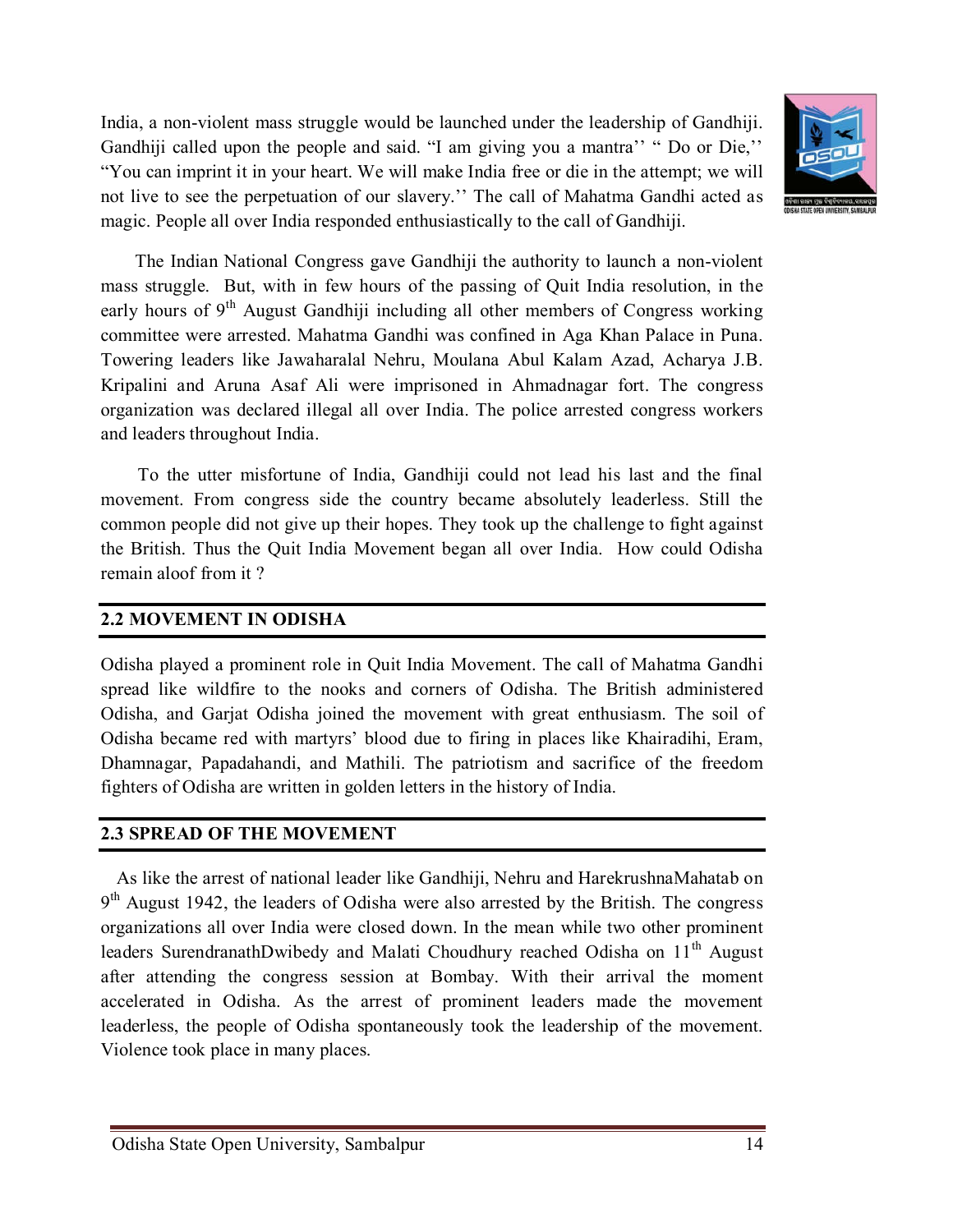India, a non-violent mass struggle would be launched under the leadership of Gandhiji. Gandhiji called upon the people and said. "I am giving you a mantra'' " Do or Die,'' "You can imprint it in your heart. We will make India free or die in the attempt; we will not live to see the perpetuation of our slavery.'' The call of Mahatma Gandhi acted as magic. People all over India responded enthusiastically to the call of Gandhiji.

The Indian National Congress gave Gandhiji the authority to launch a non-violent mass struggle. But, with in few hours of the passing of Quit India resolution, in the early hours of 9th August Gandhiji including all other members of Congress working committee were arrested. Mahatma Gandhi was confined in Aga Khan Palace in Puna. Towering leaders like Jawaharalal Nehru, Moulana Abul Kalam Azad, Acharya J.B. Kripalini and Aruna Asaf Ali were imprisoned in Ahmadnagar fort. The congress organization was declared illegal all over India. The police arrested congress workers and leaders throughout India.

To the utter misfortune of India, Gandhiji could not lead his last and the final movement. From congress side the country became absolutely leaderless. Still the common people did not give up their hopes. They took up the challenge to fight against the British. Thus the Quit India Movement began all over India. How could Odisha remain aloof from it ?

## 2.2 MOVEMENT IN ODISHA

Odisha played a prominent role in Quit India Movement. The call of Mahatma Gandhi spread like wildfire to the nooks and corners of Odisha. The British administered Odisha, and Garjat Odisha joined the movement with great enthusiasm. The soil of Odisha became red with martyrs' blood due to firing in places like Khairadihi, Eram, Dhamnagar, Papadahandi, and Mathili. The patriotism and sacrifice of the freedom fighters of Odisha are written in golden letters in the history of India.

## 2.3 SPREAD OF THE MOVEMENT

As like the arrest of national leader like Gandhiji, Nehru and HarekrushnaMahatab on 9th August 1942, the leaders of Odisha were also arrested by the British. The congress organizations all over India were closed down. In the mean while two other prominent leaders SurendranathDwibedy and Malati Choudhury reached Odisha on 11th August after attending the congress session at Bombay. With their arrival the moment accelerated in Odisha. As the arrest of prominent leaders made the movement leaderless, the people of Odisha spontaneously took the leadership of the movement. Violence took place in many places.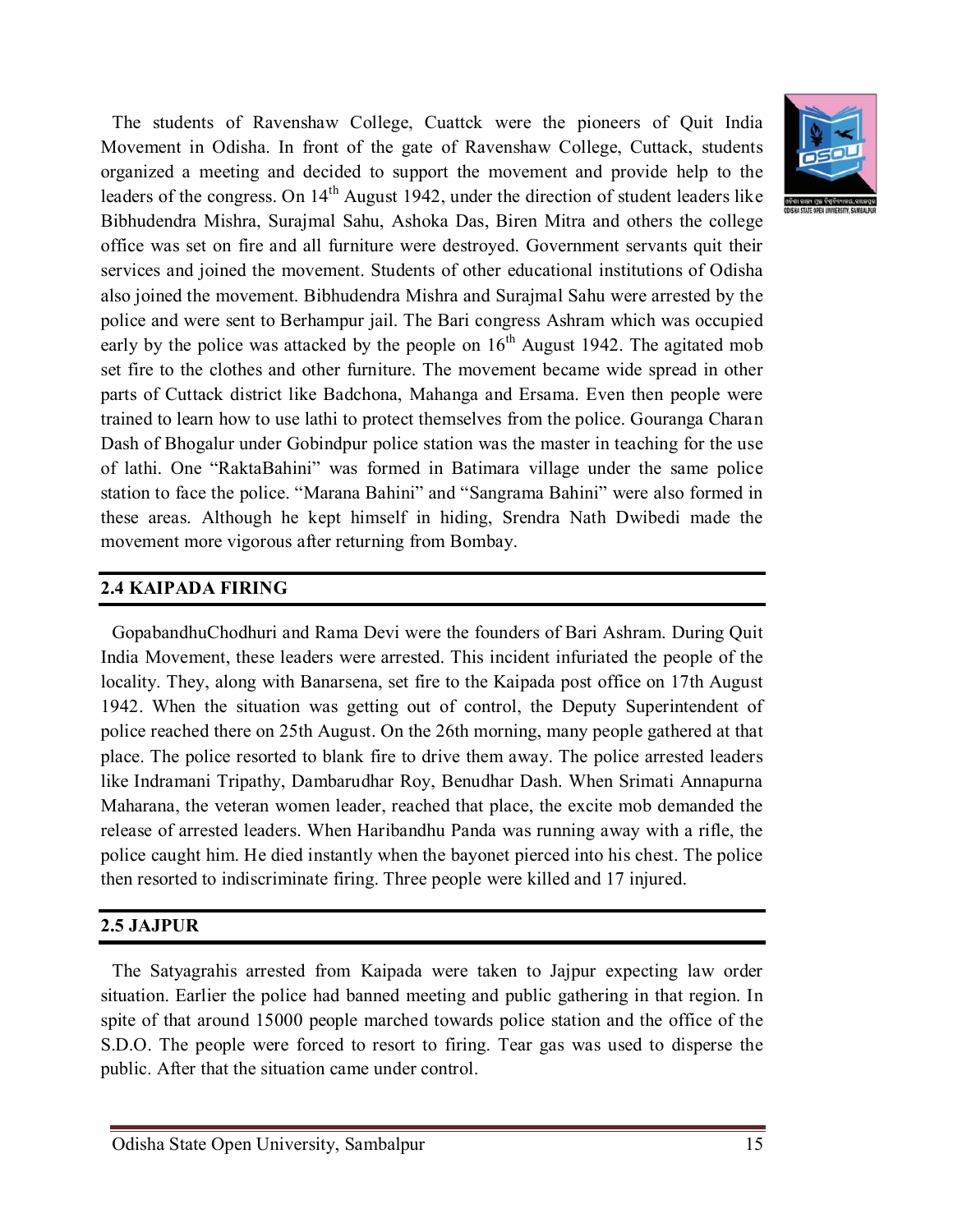The students of Ravenshaw College, Cuattck were the pioneers of Quit India Movement in Odisha. In front of the gate of Ravenshaw College, Cuttack, students organized a meeting and decided to support the movement and provide help to the leaders of the congress. On 14th August 1942, under the direction of student leaders like Bibhudendra Mishra, Surajmal Sahu, Ashoka Das, Biren Mitra and others the college office was set on fire and all furniture were destroyed. Government servants quit their services and joined the movement. Students of other educational institutions of Odisha also joined the movement. Bibhudendra Mishra and Surajmal Sahu were arrested by the police and were sent to Berhampur jail. The Bari congress Ashram which was occupied early by the police was attacked by the people on 16th August 1942. The agitated mob set fire to the clothes and other furniture. The movement became wide spread in other parts of Cuttack district like Badchona, Mahanga and Ersama. Even then people were trained to learn how to use lathi to protect themselves from the police. Gouranga Charan Dash of Bhogalur under Gobindpur police station was the master in teaching for the use of lathi. One "RaktaBahini" was formed in Batimara village under the same police station to face the police. "Marana Bahini" and "Sangrama Bahini" were also formed in these areas. Although he kept himself in hiding, Srendra Nath Dwibedi made the movement more vigorous after returning from Bombay.

## 2.4 KAIPADA FIRING

GopabandhuChodhuri and Rama Devi were the founders of Bari Ashram. During Quit India Movement, these leaders were arrested. This incident infuriated the people of the locality. They, along with Banarsena, set fire to the Kaipada post office on 17th August 1942. When the situation was getting out of control, the Deputy Superintendent of police reached there on 25th August. On the 26th morning, many people gathered at that place. The police resorted to blank fire to drive them away. The police arrested leaders like Indramani Tripathy, Dambarudhar Roy, Benudhar Dash. When Srimati Annapurna Maharana, the veteran women leader, reached that place, the excite mob demanded the release of arrested leaders. When Haribandhu Panda was running away with a rifle, the police caught him. He died instantly when the bayonet pierced into his chest. The police then resorted to indiscriminate firing. Three people were killed and 17 injured.

## 2.5 JAJPUR

The Satyagrahis arrested from Kaipada were taken to Jajpur expecting law order situation. Earlier the police had banned meeting and public gathering in that region. In spite of that around 15000 people marched towards police station and the office of the S.D.O. The people were forced to resort to firing. Tear gas was used to disperse the public. After that the situation came under control.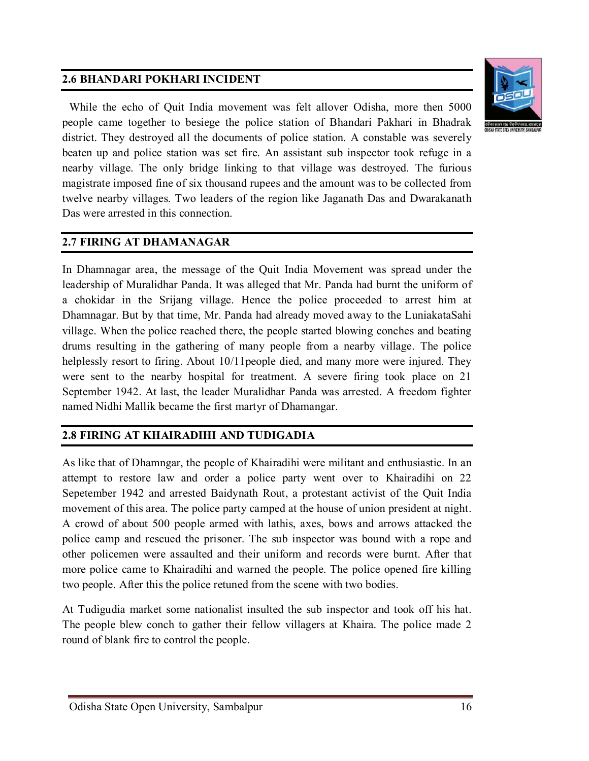## 2.6 BHANDARI POKHARI INCIDENT

While the echo of Quit India movement was felt allover Odisha, more then 5000 people came together to besiege the police station of Bhandari Pakhari in Bhadrak district. They destroyed all the documents of police station. A constable was severely beaten up and police station was set fire. An assistant sub inspector took refuge in a nearby village. The only bridge linking to that village was destroyed. The furious magistrate imposed fine of six thousand rupees and the amount was to be collected from twelve nearby villages. Two leaders of the region like Jaganath Das and Dwarakanath Das were arrested in this connection.

## 2.7 FIRING AT DHAMANAGAR

In Dhamnagar area, the message of the Quit India Movement was spread under the leadership of Muralidhar Panda. It was alleged that Mr. Panda had burnt the uniform of a chokidar in the Srijang village. Hence the police proceeded to arrest him at Dhamnagar. But by that time, Mr. Panda had already moved away to the LuniakataSahi village. When the police reached there, the people started blowing conches and beating drums resulting in the gathering of many people from a nearby village. The police helplessly resort to firing. About 10/11people died, and many more were injured. They were sent to the nearby hospital for treatment. A severe firing took place on 21 September 1942. At last, the leader Muralidhar Panda was arrested. A freedom fighter named Nidhi Mallik became the first martyr of Dhamangar.

## 2.8 FIRING AT KHAIRADIHI AND TUDIGADIA

As like that of Dhamngar, the people of Khairadihi were militant and enthusiastic. In an attempt to restore law and order a police party went over to Khairadihi on 22 Sepetember 1942 and arrested Baidynath Rout, a protestant activist of the Quit India movement of this area. The police party camped at the house of union president at night. A crowd of about 500 people armed with lathis, axes, bows and arrows attacked the police camp and rescued the prisoner. The sub inspector was bound with a rope and other policemen were assaulted and their uniform and records were burnt. After that more police came to Khairadihi and warned the people. The police opened fire killing two people. After this the police retuned from the scene with two bodies.

At Tudigudia market some nationalist insulted the sub inspector and took off his hat. The people blew conch to gather their fellow villagers at Khaira. The police made 2 round of blank fire to control the people.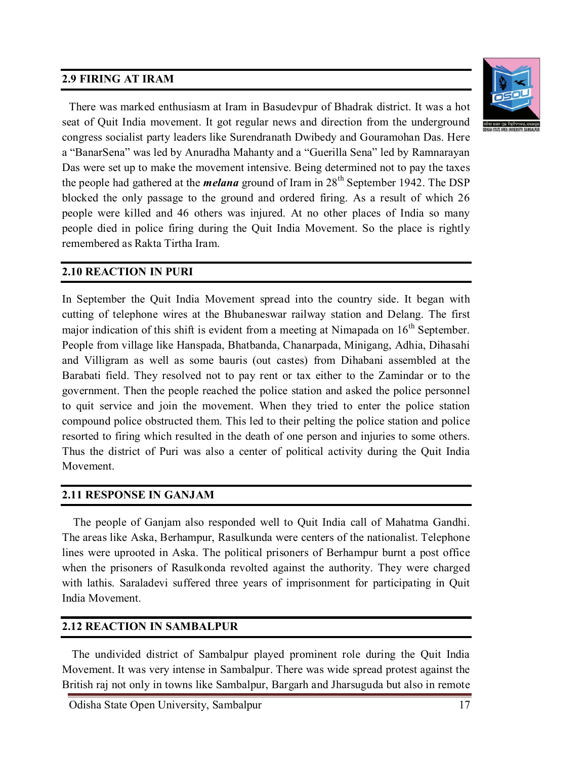## 2.9 FIRING AT IRAM

There was marked enthusiasm at Iram in Basudevpur of Bhadrak district. It was a hot seat of Quit India movement. It got regular news and direction from the underground congress socialist party leaders like Surendranath Dwibedy and Gouramohan Das. Here a "BanarSena" was led by Anuradha Mahanty and a "Guerilla Sena" led by Ramnarayan Das were set up to make the movement intensive. Being determined not to pay the taxes the people had gathered at the ***melana*** ground of Iram in 28th September 1942. The DSP blocked the only passage to the ground and ordered firing. As a result of which 26 people were killed and 46 others was injured. At no other places of India so many people died in police firing during the Quit India Movement. So the place is rightly remembered as Rakta Tirtha Iram.

## 2.10 REACTION IN PURI

In September the Quit India Movement spread into the country side. It began with cutting of telephone wires at the Bhubaneswar railway station and Delang. The first major indication of this shift is evident from a meeting at Nimapada on 16th September. People from village like Hanspada, Bhatbanda, Chanarpada, Minigang, Adhia, Dihasahi and Villigram as well as some bauris (out castes) from Dihabani assembled at the Barabati field. They resolved not to pay rent or tax either to the Zamindar or to the government. Then the people reached the police station and asked the police personnel to quit service and join the movement. When they tried to enter the police station compound police obstructed them. This led to their pelting the police station and police resorted to firing which resulted in the death of one person and injuries to some others. Thus the district of Puri was also a center of political activity during the Quit India Movement.

## 2.11 RESPONSE IN GANJAM

The people of Ganjam also responded well to Quit India call of Mahatma Gandhi. The areas like Aska, Berhampur, Rasulkunda were centers of the nationalist. Telephone lines were uprooted in Aska. The political prisoners of Berhampur burnt a post office when the prisoners of Rasulkonda revolted against the authority. They were charged with lathis. Saraladevi suffered three years of imprisonment for participating in Quit India Movement.

## 2.12 REACTION IN SAMBALPUR

The undivided district of Sambalpur played prominent role during the Quit India Movement. It was very intense in Sambalpur. There was wide spread protest against the British raj not only in towns like Sambalpur, Bargarh and Jharsuguda but also in remote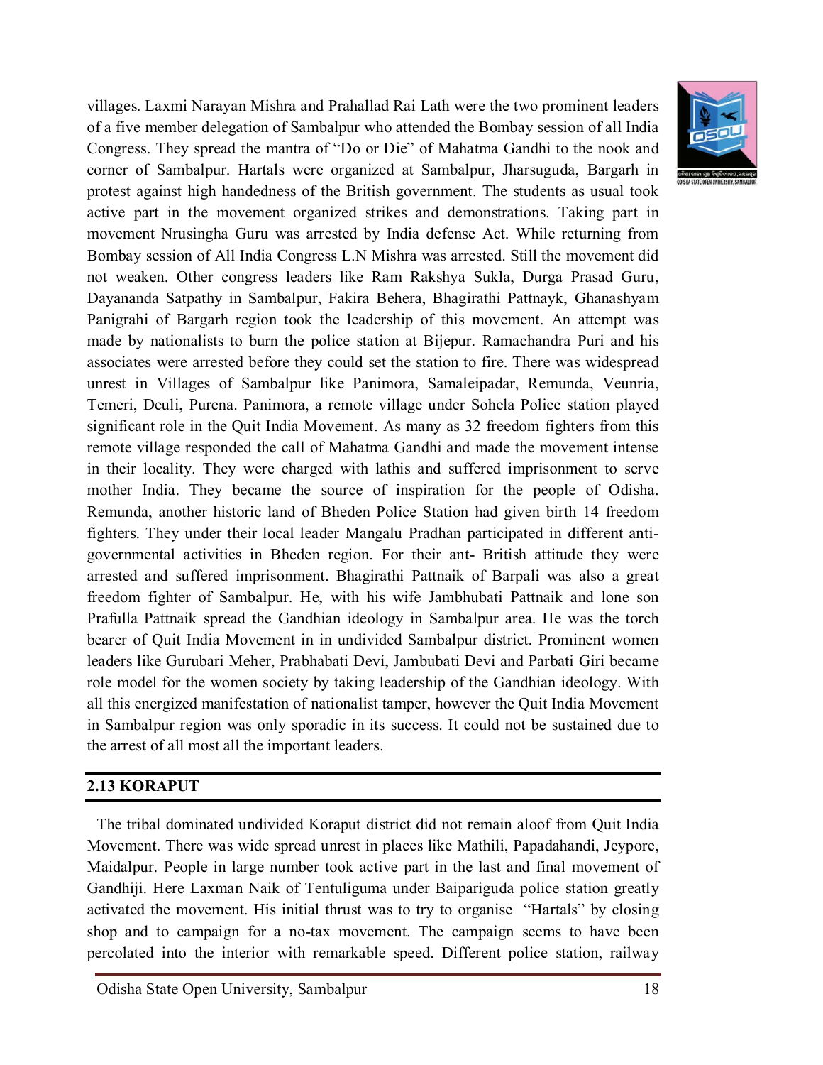villages. Laxmi Narayan Mishra and Prahallad Rai Lath were the two prominent leaders of a five member delegation of Sambalpur who attended the Bombay session of all India Congress. They spread the mantra of "Do or Die" of Mahatma Gandhi to the nook and corner of Sambalpur. Hartals were organized at Sambalpur, Jharsuguda, Bargarh in protest against high handedness of the British government. The students as usual took active part in the movement organized strikes and demonstrations. Taking part in movement Nrusingha Guru was arrested by India defense Act. While returning from Bombay session of All India Congress L.N Mishra was arrested. Still the movement did not weaken. Other congress leaders like Ram Rakshya Sukla, Durga Prasad Guru, Dayananda Satpathy in Sambalpur, Fakira Behera, Bhagirathi Pattnayk, Ghanashyam Panigrahi of Bargarh region took the leadership of this movement. An attempt was made by nationalists to burn the police station at Bijepur. Ramachandra Puri and his associates were arrested before they could set the station to fire. There was widespread unrest in Villages of Sambalpur like Panimora, Samaleipadar, Remunda, Veunria, Temeri, Deuli, Purena. Panimora, a remote village under Sohela Police station played significant role in the Quit India Movement. As many as 32 freedom fighters from this remote village responded the call of Mahatma Gandhi and made the movement intense in their locality. They were charged with lathis and suffered imprisonment to serve mother India. They became the source of inspiration for the people of Odisha. Remunda, another historic land of Bheden Police Station had given birth 14 freedom fighters. They under their local leader Mangalu Pradhan participated in different anti-governmental activities in Bheden region. For their ant- British attitude they were arrested and suffered imprisonment. Bhagirathi Pattnaik of Barpali was also a great freedom fighter of Sambalpur. He, with his wife Jambhubati Pattnaik and lone son Prafulla Pattnaik spread the Gandhian ideology in Sambalpur area. He was the torch bearer of Quit India Movement in in undivided Sambalpur district. Prominent women leaders like Gurubari Meher, Prabhabati Devi, Jambubati Devi and Parbati Giri became role model for the women society by taking leadership of the Gandhian ideology. With all this energized manifestation of nationalist tamper, however the Quit India Movement in Sambalpur region was only sporadic in its success. It could not be sustained due to the arrest of all most all the important leaders.

## 2.13 KORAPUT

The tribal dominated undivided Koraput district did not remain aloof from Quit India Movement. There was wide spread unrest in places like Mathili, Papadahandi, Jeypore, Maidalpur. People in large number took active part in the last and final movement of Gandhiji. Here Laxman Naik of Tentuliguma under Baipariguda police station greatly activated the movement. His initial thrust was to try to organise "Hartals" by closing shop and to campaign for a no-tax movement. The campaign seems to have been percolated into the interior with remarkable speed. Different police station, railway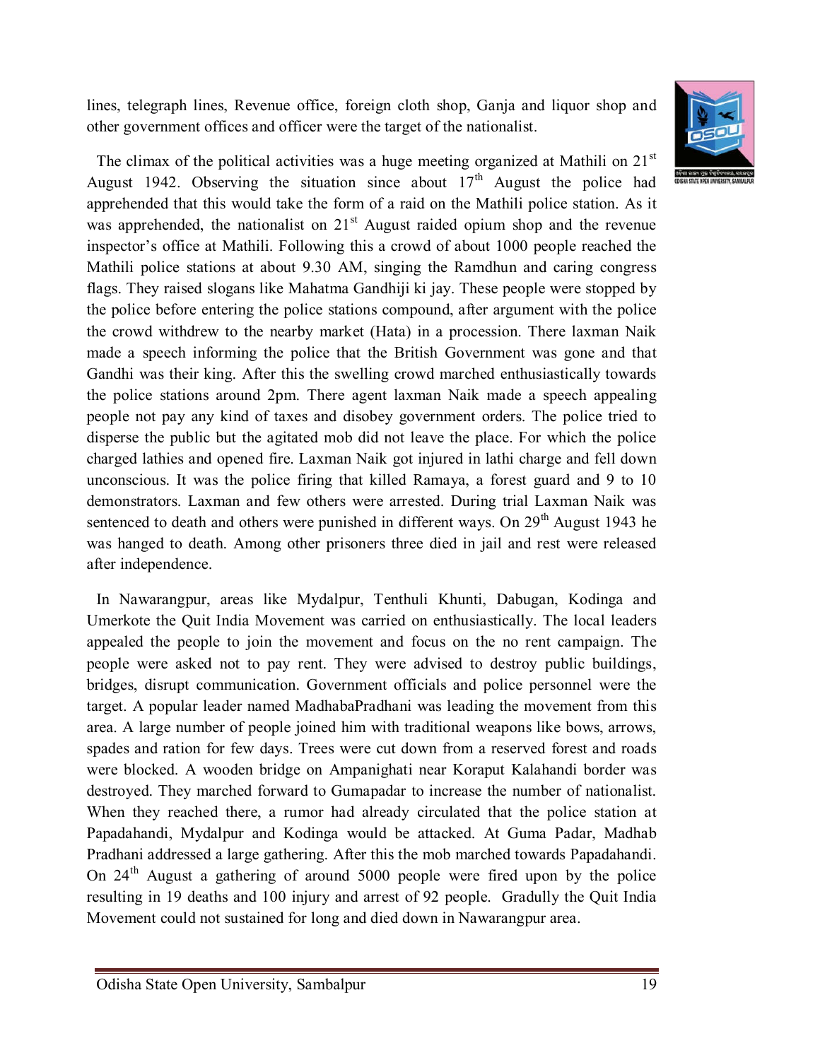lines, telegraph lines, Revenue office, foreign cloth shop, Ganja and liquor shop and other government offices and officer were the target of the nationalist.

The climax of the political activities was a huge meeting organized at Mathili on 21st August 1942. Observing the situation since about 17th August the police had apprehended that this would take the form of a raid on the Mathili police station. As it was apprehended, the nationalist on 21st August raided opium shop and the revenue inspector's office at Mathili. Following this a crowd of about 1000 people reached the Mathili police stations at about 9.30 AM, singing the Ramdhun and caring congress flags. They raised slogans like Mahatma Gandhiji ki jay. These people were stopped by the police before entering the police stations compound, after argument with the police the crowd withdrew to the nearby market (Hata) in a procession. There laxman Naik made a speech informing the police that the British Government was gone and that Gandhi was their king. After this the swelling crowd marched enthusiastically towards the police stations around 2pm. There agent laxman Naik made a speech appealing people not pay any kind of taxes and disobey government orders. The police tried to disperse the public but the agitated mob did not leave the place. For which the police charged lathies and opened fire. Laxman Naik got injured in lathi charge and fell down unconscious. It was the police firing that killed Ramaya, a forest guard and 9 to 10 demonstrators. Laxman and few others were arrested. During trial Laxman Naik was sentenced to death and others were punished in different ways. On 29th August 1943 he was hanged to death. Among other prisoners three died in jail and rest were released after independence.

In Nawarangpur, areas like Mydalpur, Tenthuli Khunti, Dabugan, Kodinga and Umerkote the Quit India Movement was carried on enthusiastically. The local leaders appealed the people to join the movement and focus on the no rent campaign. The people were asked not to pay rent. They were advised to destroy public buildings, bridges, disrupt communication. Government officials and police personnel were the target. A popular leader named MadhabaPradhani was leading the movement from this area. A large number of people joined him with traditional weapons like bows, arrows, spades and ration for few days. Trees were cut down from a reserved forest and roads were blocked. A wooden bridge on Ampanighati near Koraput Kalahandi border was destroyed. They marched forward to Gumapadar to increase the number of nationalist. When they reached there, a rumor had already circulated that the police station at Papadahandi, Mydalpur and Kodinga would be attacked. At Guma Padar, Madhab Pradhani addressed a large gathering. After this the mob marched towards Papadahandi. On 24th August a gathering of around 5000 people were fired upon by the police resulting in 19 deaths and 100 injury and arrest of 92 people. Gradully the Quit India Movement could not sustained for long and died down in Nawarangpur area.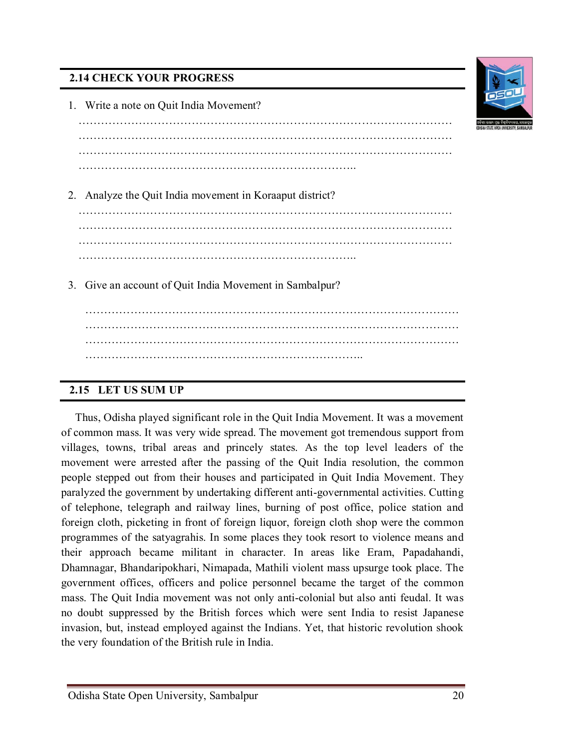## 2.14 CHECK YOUR PROGRESS

1. Write a note on Quit India Movement?

………………………………………………………………………………………
………………………………………………………………………………………
………………………………………………………………………………………
………………………………………………………………..

2. Analyze the Quit India movement in Koraaput district?

………………………………………………………………………………………
………………………………………………………………………………………
………………………………………………………………………………………
………………………………………………………………..

3. Give an account of Quit India Movement in Sambalpur?

………………………………………………………………………………………
………………………………………………………………………………………
………………………………………………………………………………………
………………………………………………………………..

## 2.15 LET US SUM UP

Thus, Odisha played significant role in the Quit India Movement. It was a movement of common mass. It was very wide spread. The movement got tremendous support from villages, towns, tribal areas and princely states. As the top level leaders of the movement were arrested after the passing of the Quit India resolution, the common people stepped out from their houses and participated in Quit India Movement. They paralyzed the government by undertaking different anti-governmental activities. Cutting of telephone, telegraph and railway lines, burning of post office, police station and foreign cloth, picketing in front of foreign liquor, foreign cloth shop were the common programmes of the satyagrahis. In some places they took resort to violence means and their approach became militant in character. In areas like Eram, Papadahandi, Dhamnagar, Bhandaripokhari, Nimapada, Mathili violent mass upsurge took place. The government offices, officers and police personnel became the target of the common mass. The Quit India movement was not only anti-colonial but also anti feudal. It was no doubt suppressed by the British forces which were sent India to resist Japanese invasion, but, instead employed against the Indians. Yet, that historic revolution shook the very foundation of the British rule in India.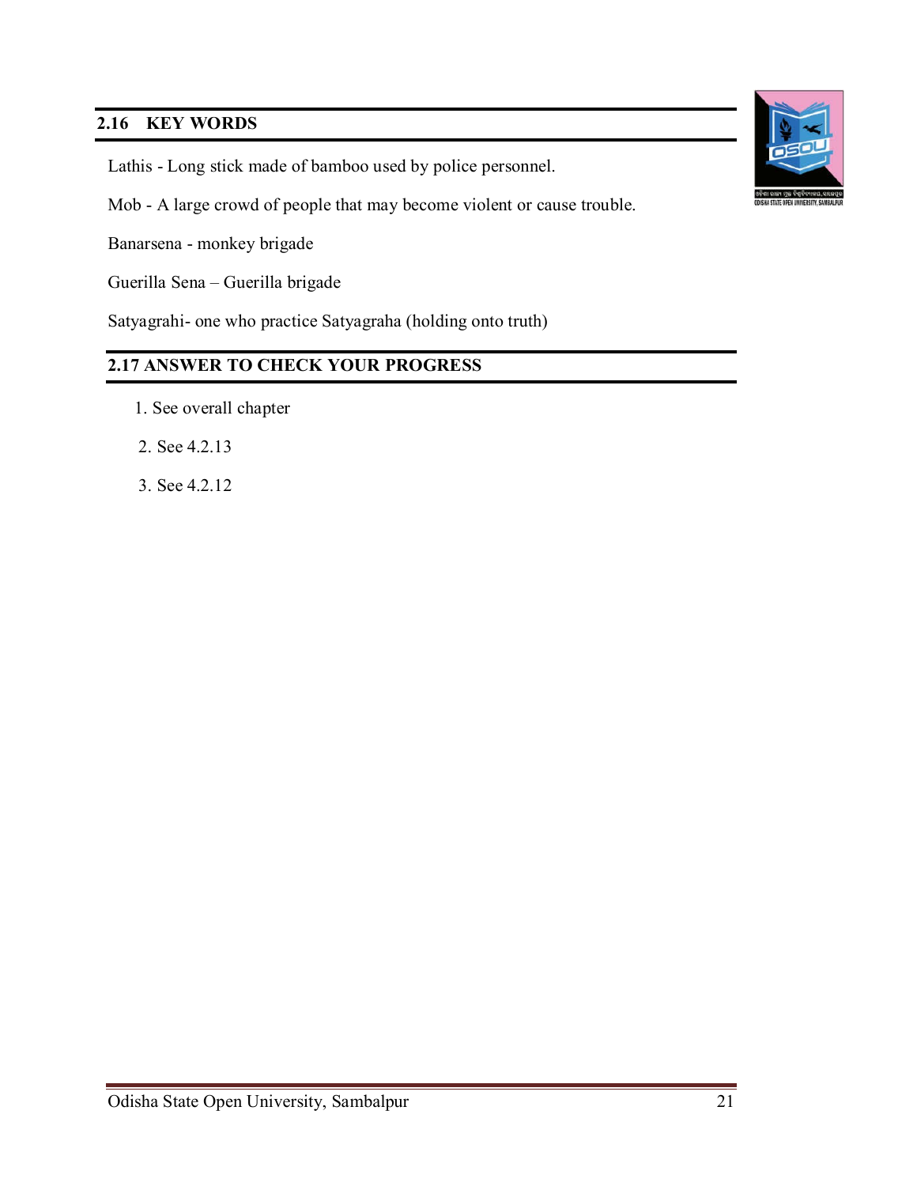## 2.16 KEY WORDS

Lathis - Long stick made of bamboo used by police personnel.

Mob - A large crowd of people that may become violent or cause trouble.

Banarsena - monkey brigade

Guerilla Sena – Guerilla brigade

Satyagrahi- one who practice Satyagraha (holding onto truth)

## 2.17 ANSWER TO CHECK YOUR PROGRESS

1. See overall chapter
2. See 4.2.13
3. See 4.2.12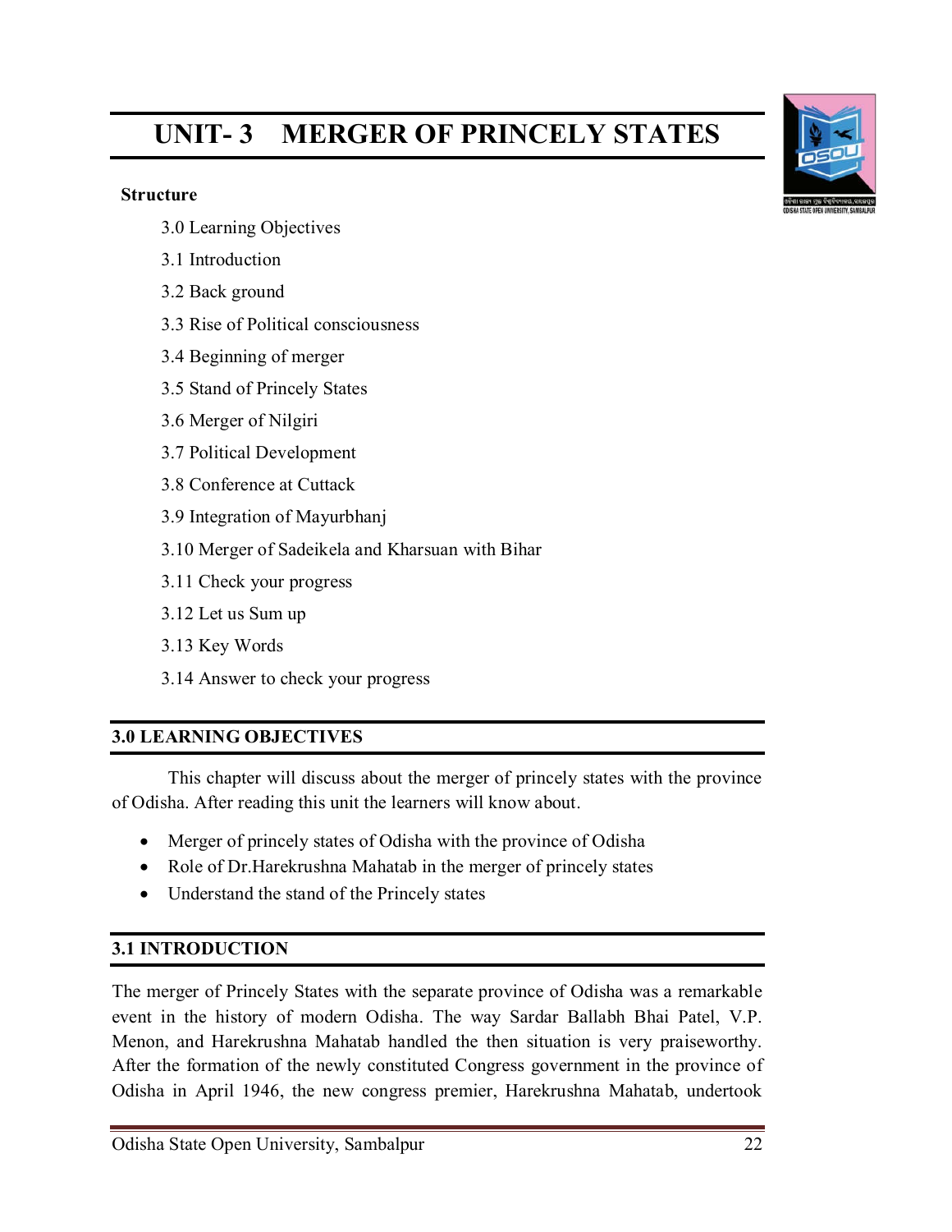# UNIT- 3 MERGER OF PRINCELY STATES

**Structure**

3.0 Learning Objectives

3.1 Introduction

3.2 Back ground

3.3 Rise of Political consciousness

3.4 Beginning of merger

3.5 Stand of Princely States

3.6 Merger of Nilgiri

3.7 Political Development

3.8 Conference at Cuttack

3.9 Integration of Mayurbhanj

3.10 Merger of Sadeikela and Kharsuan with Bihar

3.11 Check your progress

3.12 Let us Sum up

3.13 Key Words

3.14 Answer to check your progress

## 3.0 LEARNING OBJECTIVES

This chapter will discuss about the merger of princely states with the province of Odisha. After reading this unit the learners will know about.

- Merger of princely states of Odisha with the province of Odisha
- Role of Dr.Harekrushna Mahatab in the merger of princely states
- Understand the stand of the Princely states

## 3.1 INTRODUCTION

The merger of Princely States with the separate province of Odisha was a remarkable event in the history of modern Odisha. The way Sardar Ballabh Bhai Patel, V.P. Menon, and Harekrushna Mahatab handled the then situation is very praiseworthy. After the formation of the newly constituted Congress government in the province of Odisha in April 1946, the new congress premier, Harekrushna Mahatab, undertook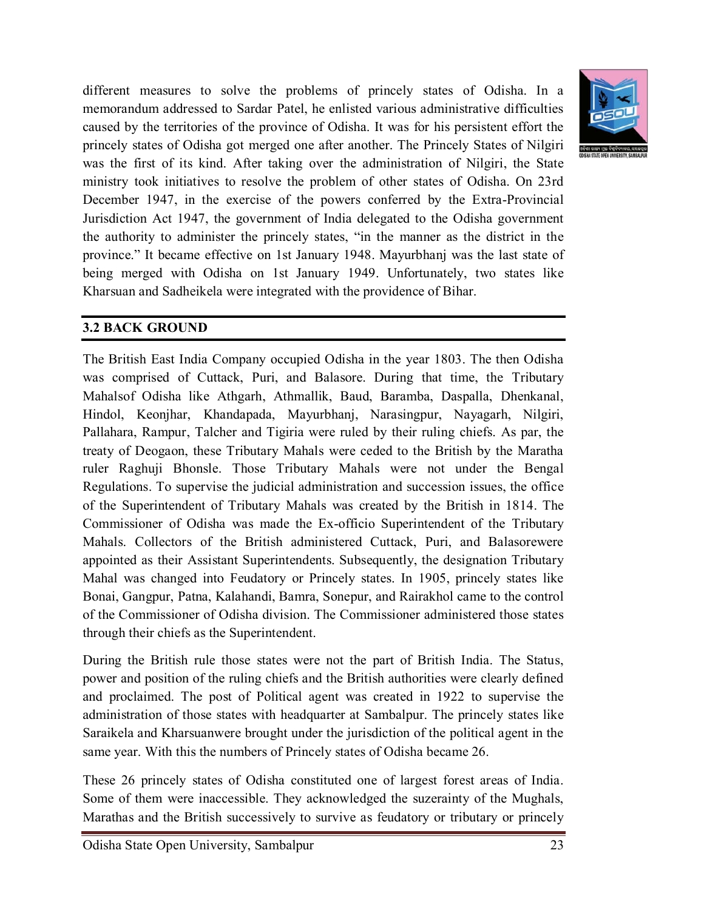different measures to solve the problems of princely states of Odisha. In a memorandum addressed to Sardar Patel, he enlisted various administrative difficulties caused by the territories of the province of Odisha. It was for his persistent effort the princely states of Odisha got merged one after another. The Princely States of Nilgiri was the first of its kind. After taking over the administration of Nilgiri, the State ministry took initiatives to resolve the problem of other states of Odisha. On 23rd December 1947, in the exercise of the powers conferred by the Extra-Provincial Jurisdiction Act 1947, the government of India delegated to the Odisha government the authority to administer the princely states, "in the manner as the district in the province." It became effective on 1st January 1948. Mayurbhanj was the last state of being merged with Odisha on 1st January 1949. Unfortunately, two states like Kharsuan and Sadheikela were integrated with the providence of Bihar.

## 3.2 BACK GROUND

The British East India Company occupied Odisha in the year 1803. The then Odisha was comprised of Cuttack, Puri, and Balasore. During that time, the Tributary Mahalsof Odisha like Athgarh, Athmallik, Baud, Baramba, Daspalla, Dhenkanal, Hindol, Keonjhar, Khandapada, Mayurbhanj, Narasingpur, Nayagarh, Nilgiri, Pallahara, Rampur, Talcher and Tigiria were ruled by their ruling chiefs. As par, the treaty of Deogaon, these Tributary Mahals were ceded to the British by the Maratha ruler Raghuji Bhonsle. Those Tributary Mahals were not under the Bengal Regulations. To supervise the judicial administration and succession issues, the office of the Superintendent of Tributary Mahals was created by the British in 1814. The Commissioner of Odisha was made the Ex-officio Superintendent of the Tributary Mahals. Collectors of the British administered Cuttack, Puri, and Balasorewere appointed as their Assistant Superintendents. Subsequently, the designation Tributary Mahal was changed into Feudatory or Princely states. In 1905, princely states like Bonai, Gangpur, Patna, Kalahandi, Bamra, Sonepur, and Rairakhol came to the control of the Commissioner of Odisha division. The Commissioner administered those states through their chiefs as the Superintendent.

During the British rule those states were not the part of British India. The Status, power and position of the ruling chiefs and the British authorities were clearly defined and proclaimed. The post of Political agent was created in 1922 to supervise the administration of those states with headquarter at Sambalpur. The princely states like Saraikela and Kharsuanwere brought under the jurisdiction of the political agent in the same year. With this the numbers of Princely states of Odisha became 26.

These 26 princely states of Odisha constituted one of largest forest areas of India. Some of them were inaccessible. They acknowledged the suzerainty of the Mughals, Marathas and the British successively to survive as feudatory or tributary or princely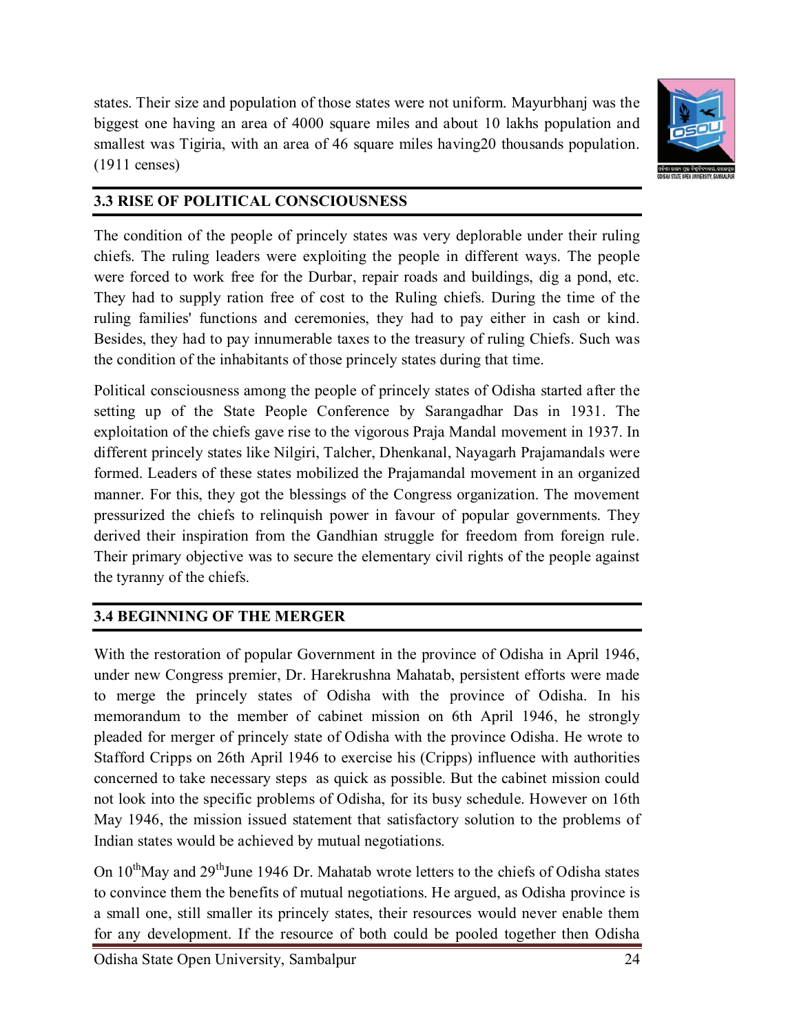states. Their size and population of those states were not uniform. Mayurbhanj was the biggest one having an area of 4000 square miles and about 10 lakhs population and smallest was Tigiria, with an area of 46 square miles having20 thousands population. (1911 censes)

## 3.3 RISE OF POLITICAL CONSCIOUSNESS

The condition of the people of princely states was very deplorable under their ruling chiefs. The ruling leaders were exploiting the people in different ways. The people were forced to work free for the Durbar, repair roads and buildings, dig a pond, etc. They had to supply ration free of cost to the Ruling chiefs. During the time of the ruling families' functions and ceremonies, they had to pay either in cash or kind. Besides, they had to pay innumerable taxes to the treasury of ruling Chiefs. Such was the condition of the inhabitants of those princely states during that time.

Political consciousness among the people of princely states of Odisha started after the setting up of the State People Conference by Sarangadhar Das in 1931. The exploitation of the chiefs gave rise to the vigorous Praja Mandal movement in 1937. In different princely states like Nilgiri, Talcher, Dhenkanal, Nayagarh Prajamandals were formed. Leaders of these states mobilized the Prajamandal movement in an organized manner. For this, they got the blessings of the Congress organization. The movement pressurized the chiefs to relinquish power in favour of popular governments. They derived their inspiration from the Gandhian struggle for freedom from foreign rule. Their primary objective was to secure the elementary civil rights of the people against the tyranny of the chiefs.

## 3.4 BEGINNING OF THE MERGER

With the restoration of popular Government in the province of Odisha in April 1946, under new Congress premier, Dr. Harekrushna Mahatab, persistent efforts were made to merge the princely states of Odisha with the province of Odisha. In his memorandum to the member of cabinet mission on 6th April 1946, he strongly pleaded for merger of princely state of Odisha with the province Odisha. He wrote to Stafford Cripps on 26th April 1946 to exercise his (Cripps) influence with authorities concerned to take necessary steps as quick as possible. But the cabinet mission could not look into the specific problems of Odisha, for its busy schedule. However on 16th May 1946, the mission issued statement that satisfactory solution to the problems of Indian states would be achieved by mutual negotiations.

On 10th May and 29th June 1946 Dr. Mahatab wrote letters to the chiefs of Odisha states to convince them the benefits of mutual negotiations. He argued, as Odisha province is a small one, still smaller its princely states, their resources would never enable them for any development. If the resource of both could be pooled together then Odisha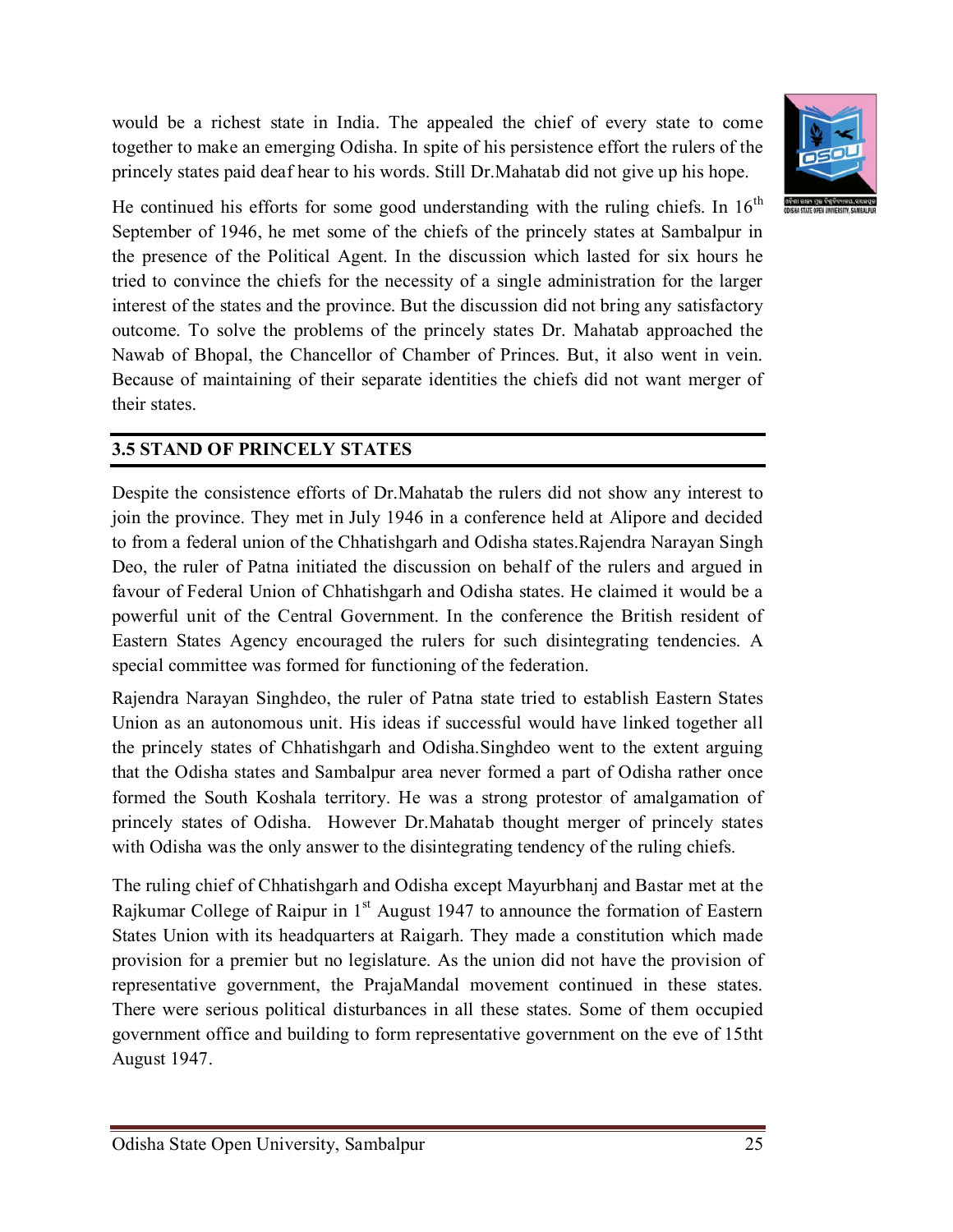would be a richest state in India. The appealed the chief of every state to come together to make an emerging Odisha. In spite of his persistence effort the rulers of the princely states paid deaf hear to his words. Still Dr.Mahatab did not give up his hope.

He continued his efforts for some good understanding with the ruling chiefs. In 16th September of 1946, he met some of the chiefs of the princely states at Sambalpur in the presence of the Political Agent. In the discussion which lasted for six hours he tried to convince the chiefs for the necessity of a single administration for the larger interest of the states and the province. But the discussion did not bring any satisfactory outcome. To solve the problems of the princely states Dr. Mahatab approached the Nawab of Bhopal, the Chancellor of Chamber of Princes. But, it also went in vein. Because of maintaining of their separate identities the chiefs did not want merger of their states.

## 3.5 STAND OF PRINCELY STATES

Despite the consistence efforts of Dr.Mahatab the rulers did not show any interest to join the province. They met in July 1946 in a conference held at Alipore and decided to from a federal union of the Chhatishgarh and Odisha states.Rajendra Narayan Singh Deo, the ruler of Patna initiated the discussion on behalf of the rulers and argued in favour of Federal Union of Chhatishgarh and Odisha states. He claimed it would be a powerful unit of the Central Government. In the conference the British resident of Eastern States Agency encouraged the rulers for such disintegrating tendencies. A special committee was formed for functioning of the federation.

Rajendra Narayan Singhdeo, the ruler of Patna state tried to establish Eastern States Union as an autonomous unit. His ideas if successful would have linked together all the princely states of Chhatishgarh and Odisha.Singhdeo went to the extent arguing that the Odisha states and Sambalpur area never formed a part of Odisha rather once formed the South Koshala territory. He was a strong protestor of amalgamation of princely states of Odisha. However Dr.Mahatab thought merger of princely states with Odisha was the only answer to the disintegrating tendency of the ruling chiefs.

The ruling chief of Chhatishgarh and Odisha except Mayurbhanj and Bastar met at the Rajkumar College of Raipur in 1st August 1947 to announce the formation of Eastern States Union with its headquarters at Raigarh. They made a constitution which made provision for a premier but no legislature. As the union did not have the provision of representative government, the PrajaMandal movement continued in these states. There were serious political disturbances in all these states. Some of them occupied government office and building to form representative government on the eve of 15tht August 1947.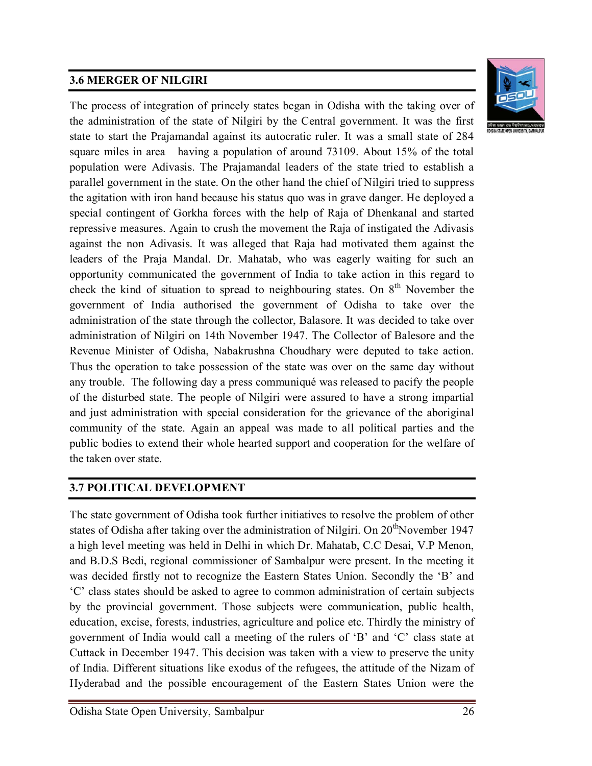## 3.6 MERGER OF NILGIRI

The process of integration of princely states began in Odisha with the taking over of the administration of the state of Nilgiri by the Central government. It was the first state to start the Prajamandal against its autocratic ruler. It was a small state of 284 square miles in area having a population of around 73109. About 15% of the total population were Adivasis. The Prajamandal leaders of the state tried to establish a parallel government in the state. On the other hand the chief of Nilgiri tried to suppress the agitation with iron hand because his status quo was in grave danger. He deployed a special contingent of Gorkha forces with the help of Raja of Dhenkanal and started repressive measures. Again to crush the movement the Raja of instigated the Adivasis against the non Adivasis. It was alleged that Raja had motivated them against the leaders of the Praja Mandal. Dr. Mahatab, who was eagerly waiting for such an opportunity communicated the government of India to take action in this regard to check the kind of situation to spread to neighbouring states. On 8th November the government of India authorised the government of Odisha to take over the administration of the state through the collector, Balasore. It was decided to take over administration of Nilgiri on 14th November 1947. The Collector of Balesore and the Revenue Minister of Odisha, Nabakrushna Choudhary were deputed to take action. Thus the operation to take possession of the state was over on the same day without any trouble. The following day a press communiqué was released to pacify the people of the disturbed state. The people of Nilgiri were assured to have a strong impartial and just administration with special consideration for the grievance of the aboriginal community of the state. Again an appeal was made to all political parties and the public bodies to extend their whole hearted support and cooperation for the welfare of the taken over state.

## 3.7 POLITICAL DEVELOPMENT

The state government of Odisha took further initiatives to resolve the problem of other states of Odisha after taking over the administration of Nilgiri. On 20th November 1947 a high level meeting was held in Delhi in which Dr. Mahatab, C.C Desai, V.P Menon, and B.D.S Bedi, regional commissioner of Sambalpur were present. In the meeting it was decided firstly not to recognize the Eastern States Union. Secondly the 'B' and 'C' class states should be asked to agree to common administration of certain subjects by the provincial government. Those subjects were communication, public health, education, excise, forests, industries, agriculture and police etc. Thirdly the ministry of government of India would call a meeting of the rulers of 'B' and 'C' class state at Cuttack in December 1947. This decision was taken with a view to preserve the unity of India. Different situations like exodus of the refugees, the attitude of the Nizam of Hyderabad and the possible encouragement of the Eastern States Union were the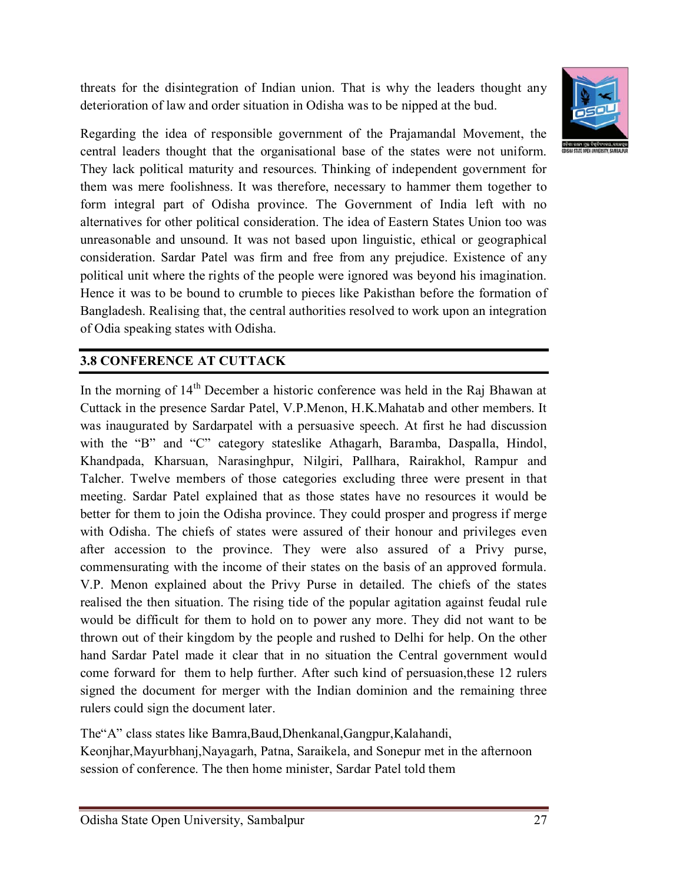threats for the disintegration of Indian union. That is why the leaders thought any deterioration of law and order situation in Odisha was to be nipped at the bud.

Regarding the idea of responsible government of the Prajamandal Movement, the central leaders thought that the organisational base of the states were not uniform. They lack political maturity and resources. Thinking of independent government for them was mere foolishness. It was therefore, necessary to hammer them together to form integral part of Odisha province. The Government of India left with no alternatives for other political consideration. The idea of Eastern States Union too was unreasonable and unsound. It was not based upon linguistic, ethical or geographical consideration. Sardar Patel was firm and free from any prejudice. Existence of any political unit where the rights of the people were ignored was beyond his imagination. Hence it was to be bound to crumble to pieces like Pakisthan before the formation of Bangladesh. Realising that, the central authorities resolved to work upon an integration of Odia speaking states with Odisha.

## 3.8 CONFERENCE AT CUTTACK

In the morning of 14th December a historic conference was held in the Raj Bhawan at Cuttack in the presence Sardar Patel, V.P.Menon, H.K.Mahatab and other members. It was inaugurated by Sardarpatel with a persuasive speech. At first he had discussion with the "B" and "C" category stateslike Athagarh, Baramba, Daspalla, Hindol, Khandpada, Kharsuan, Narasinghpur, Nilgiri, Pallhara, Rairakhol, Rampur and Talcher. Twelve members of those categories excluding three were present in that meeting. Sardar Patel explained that as those states have no resources it would be better for them to join the Odisha province. They could prosper and progress if merge with Odisha. The chiefs of states were assured of their honour and privileges even after accession to the province. They were also assured of a Privy purse, commensurating with the income of their states on the basis of an approved formula. V.P. Menon explained about the Privy Purse in detailed. The chiefs of the states realised the then situation. The rising tide of the popular agitation against feudal rule would be difficult for them to hold on to power any more. They did not want to be thrown out of their kingdom by the people and rushed to Delhi for help. On the other hand Sardar Patel made it clear that in no situation the Central government would come forward for them to help further. After such kind of persuasion,these 12 rulers signed the document for merger with the Indian dominion and the remaining three rulers could sign the document later.

The"A" class states like Bamra,Baud,Dhenkanal,Gangpur,Kalahandi, Keonjhar,Mayurbhanj,Nayagarh, Patna, Saraikela, and Sonepur met in the afternoon session of conference. The then home minister, Sardar Patel told them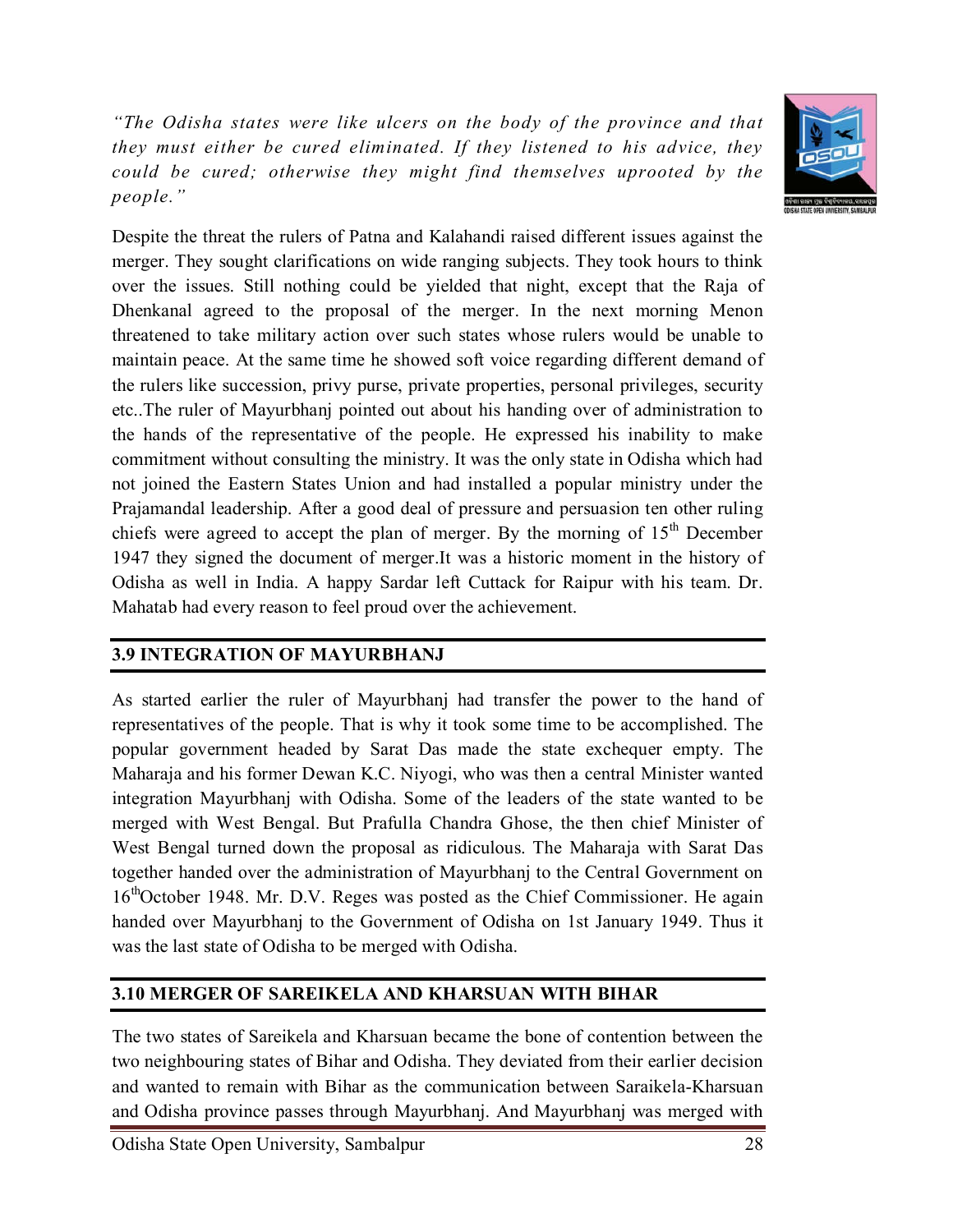*"The Odisha states were like ulcers on the body of the province and that they must either be cured eliminated. If they listened to his advice, they could be cured; otherwise they might find themselves uprooted by the people."*

Despite the threat the rulers of Patna and Kalahandi raised different issues against the merger. They sought clarifications on wide ranging subjects. They took hours to think over the issues. Still nothing could be yielded that night, except that the Raja of Dhenkanal agreed to the proposal of the merger. In the next morning Menon threatened to take military action over such states whose rulers would be unable to maintain peace. At the same time he showed soft voice regarding different demand of the rulers like succession, privy purse, private properties, personal privileges, security etc..The ruler of Mayurbhanj pointed out about his handing over of administration to the hands of the representative of the people. He expressed his inability to make commitment without consulting the ministry. It was the only state in Odisha which had not joined the Eastern States Union and had installed a popular ministry under the Prajamandal leadership. After a good deal of pressure and persuasion ten other ruling chiefs were agreed to accept the plan of merger. By the morning of 15th December 1947 they signed the document of merger.It was a historic moment in the history of Odisha as well in India. A happy Sardar left Cuttack for Raipur with his team. Dr. Mahatab had every reason to feel proud over the achievement.

## 3.9 INTEGRATION OF MAYURBHANJ

As started earlier the ruler of Mayurbhanj had transfer the power to the hand of representatives of the people. That is why it took some time to be accomplished. The popular government headed by Sarat Das made the state exchequer empty. The Maharaja and his former Dewan K.C. Niyogi, who was then a central Minister wanted integration Mayurbhanj with Odisha. Some of the leaders of the state wanted to be merged with West Bengal. But Prafulla Chandra Ghose, the then chief Minister of West Bengal turned down the proposal as ridiculous. The Maharaja with Sarat Das together handed over the administration of Mayurbhanj to the Central Government on 16thOctober 1948. Mr. D.V. Reges was posted as the Chief Commissioner. He again handed over Mayurbhanj to the Government of Odisha on 1st January 1949. Thus it was the last state of Odisha to be merged with Odisha.

## 3.10 MERGER OF SAREIKELA AND KHARSUAN WITH BIHAR

The two states of Sareikela and Kharsuan became the bone of contention between the two neighbouring states of Bihar and Odisha. They deviated from their earlier decision and wanted to remain with Bihar as the communication between Saraikela-Kharsuan and Odisha province passes through Mayurbhanj. And Mayurbhanj was merged with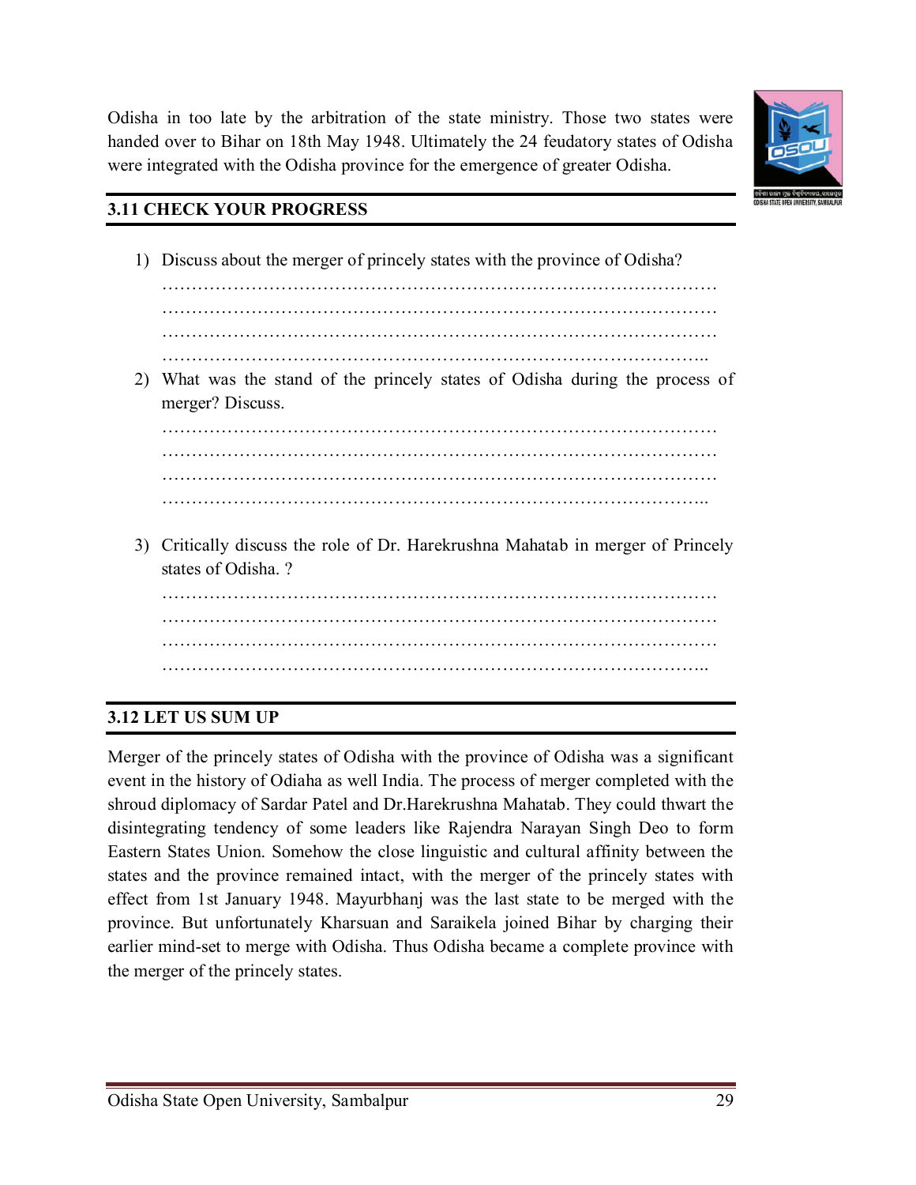Odisha in too late by the arbitration of the state ministry. Those two states were handed over to Bihar on 18th May 1948. Ultimately the 24 feudatory states of Odisha were integrated with the Odisha province for the emergence of greater Odisha.

## 3.11 CHECK YOUR PROGRESS

1) Discuss about the merger of princely states with the province of Odisha?

   …………………………………………………………………………………
   …………………………………………………………………………………
   …………………………………………………………………………………
   ………………………………………………………………………………..

2) What was the stand of the princely states of Odisha during the process of merger? Discuss.

   …………………………………………………………………………………
   …………………………………………………………………………………
   …………………………………………………………………………………
   ………………………………………………………………………………..

3) Critically discuss the role of Dr. Harekrushna Mahatab in merger of Princely states of Odisha. ?

   …………………………………………………………………………………
   …………………………………………………………………………………
   …………………………………………………………………………………
   ………………………………………………………………………………..

## 3.12 LET US SUM UP

Merger of the princely states of Odisha with the province of Odisha was a significant event in the history of Odiaha as well India. The process of merger completed with the shroud diplomacy of Sardar Patel and Dr.Harekrushna Mahatab. They could thwart the disintegrating tendency of some leaders like Rajendra Narayan Singh Deo to form Eastern States Union. Somehow the close linguistic and cultural affinity between the states and the province remained intact, with the merger of the princely states with effect from 1st January 1948. Mayurbhanj was the last state to be merged with the province. But unfortunately Kharsuan and Saraikela joined Bihar by charging their earlier mind-set to merge with Odisha. Thus Odisha became a complete province with the merger of the princely states.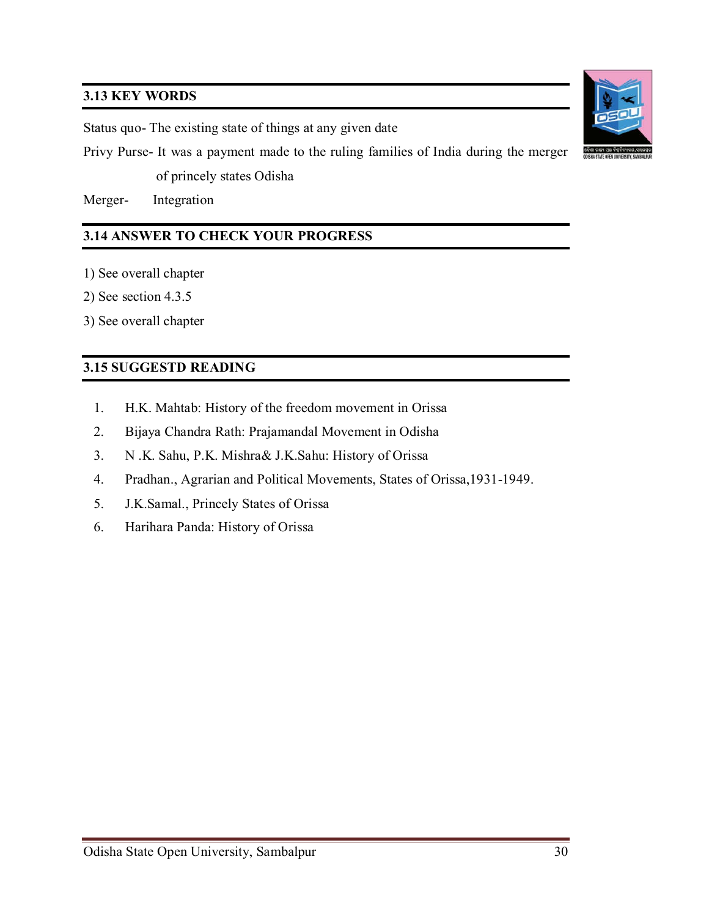## 3.13 KEY WORDS

Status quo- The existing state of things at any given date

Privy Purse- It was a payment made to the ruling families of India during the merger of princely states Odisha

Merger- Integration

## 3.14 ANSWER TO CHECK YOUR PROGRESS

1) See overall chapter
2) See section 4.3.5
3) See overall chapter

## 3.15 SUGGESTD READING

1. H.K. Mahtab: History of the freedom movement in Orissa
2. Bijaya Chandra Rath: Prajamandal Movement in Odisha
3. N .K. Sahu, P.K. Mishra& J.K.Sahu: History of Orissa
4. Pradhan., Agrarian and Political Movements, States of Orissa,1931-1949.
5. J.K.Samal., Princely States of Orissa
6. Harihara Panda: History of Orissa